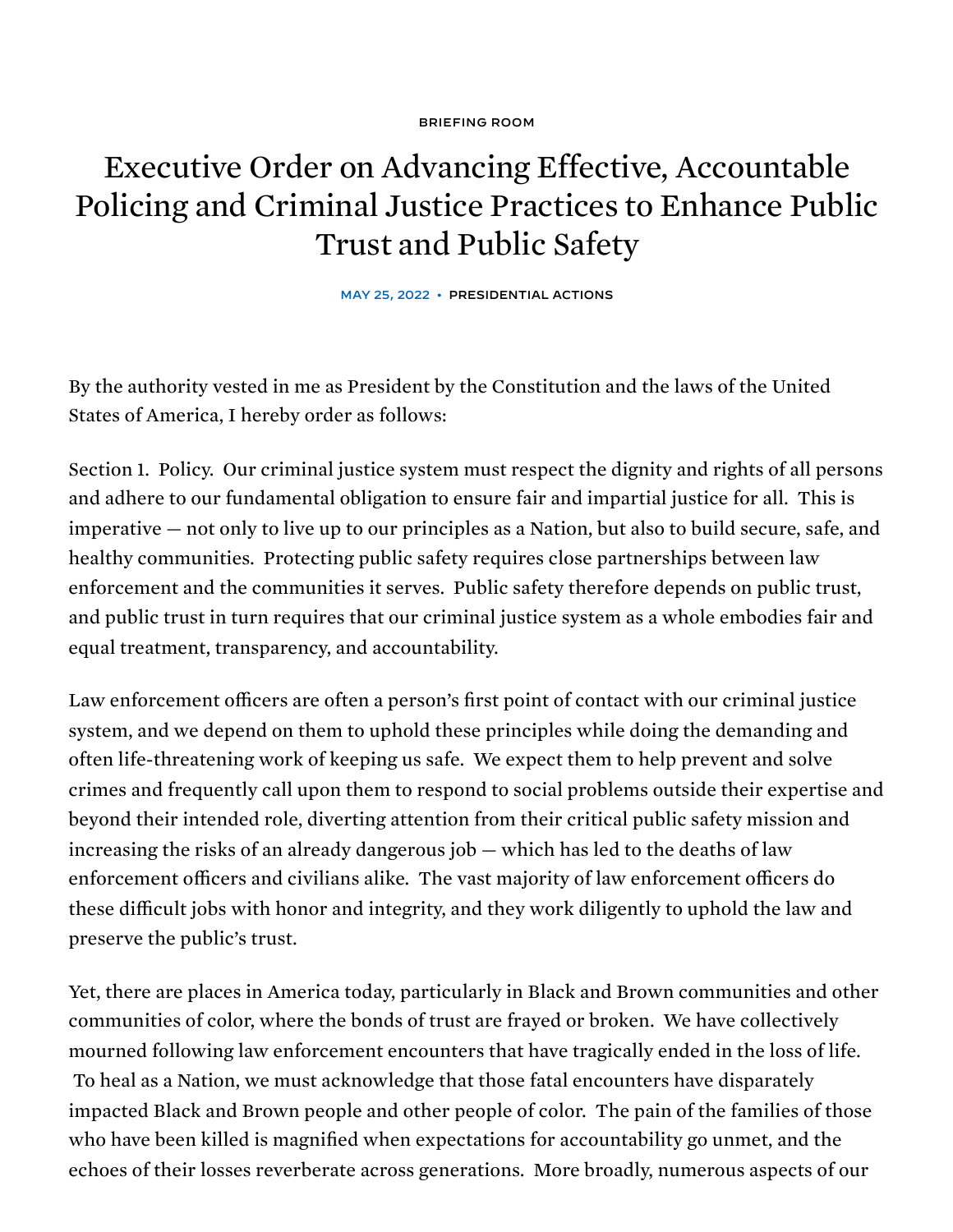BRIEFING ROOM

# Executive Order on Advancing Effective, Accountable Policing and Criminal Justice Practices to Enhance Public Trust and Public Safety

MAY 25, 2022 • PRESIDENTIAL ACTIONS

By the authority vested in me as President by the Constitution and the laws of the United States of America, I hereby order as follows:

Section 1. Policy. Our criminal justice system must respect the dignity and rights of all persons and adhere to our fundamental obligation to ensure fair and impartial justice for all. This is imperative — not only to live up to our principles as a Nation, but also to build secure, safe, and healthy communities. Protecting public safety requires close partnerships between law enforcement and the communities it serves. Public safety therefore depends on public trust, and public trust in turn requires that our criminal justice system as a whole embodies fair and equal treatment, transparency, and accountability.

Law enforcement officers are often a person's first point of contact with our criminal justice system, and we depend on them to uphold these principles while doing the demanding and often life-threatening work of keeping us safe. We expect them to help prevent and solve crimes and frequently call upon them to respond to social problems outside their expertise and beyond their intended role, diverting attention from their critical public safety mission and increasing the risks of an already dangerous job — which has led to the deaths of law enforcement officers and civilians alike. The vast majority of law enforcement officers do these difficult jobs with honor and integrity, and they work diligently to uphold the law and preserve the public's trust.

Yet, there are places in America today, particularly in Black and Brown communities and other communities of color, where the bonds of trust are frayed or broken. We have collectively mourned following law enforcement encounters that have tragically ended in the loss of life. To heal as a Nation, we must acknowledge that those fatal encounters have disparately impacted Black and Brown people and other people of color. The pain of the families of those who have been killed is magnified when expectations for accountability go unmet, and the echoes of their losses reverberate across generations. More broadly, numerous aspects of our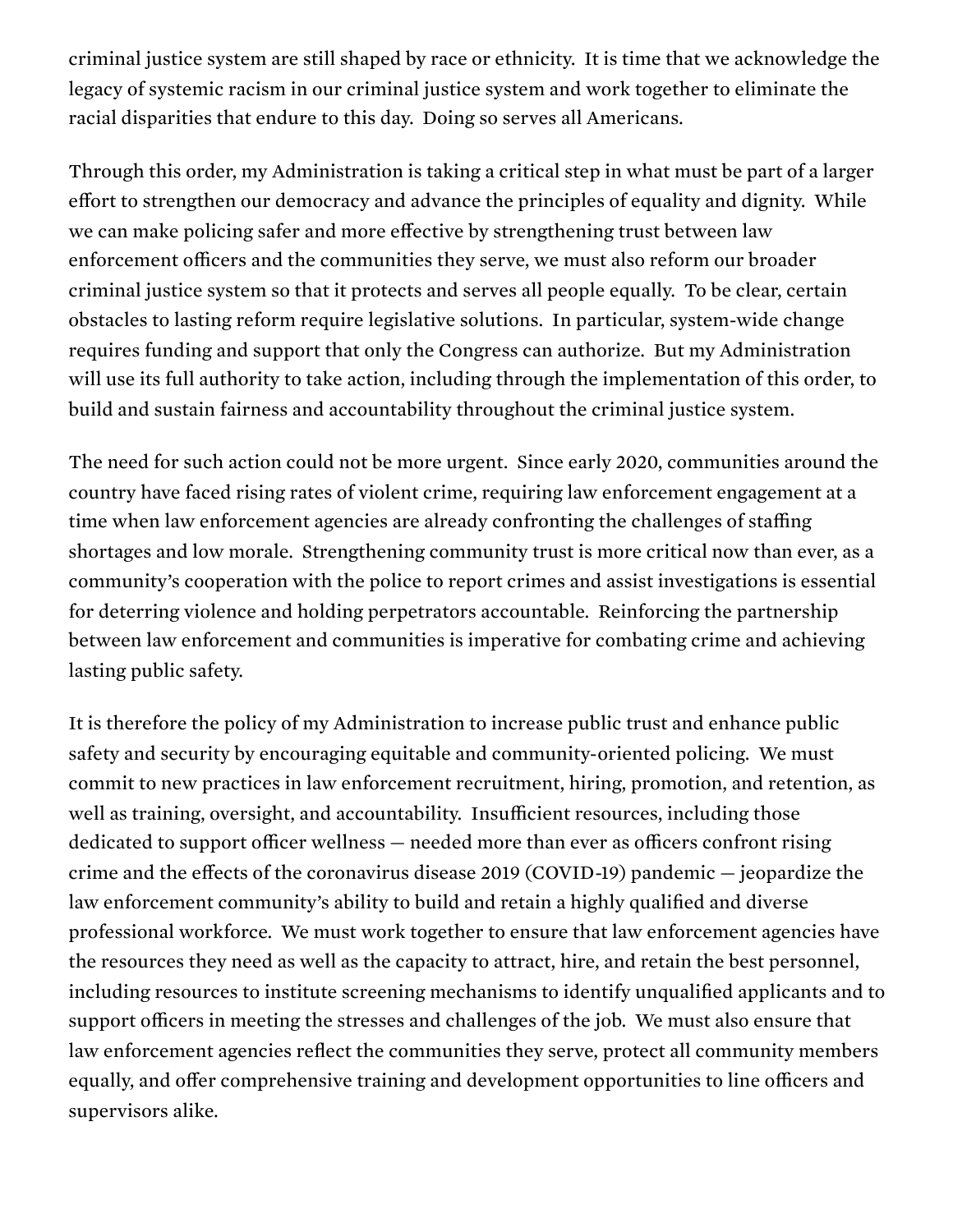criminal justice system are still shaped by race or ethnicity. It is time that we acknowledge the legacy of systemic racism in our criminal justice system and work together to eliminate the racial disparities that endure to this day. Doing so serves all Americans.

Through this order, my Administration is taking a critical step in what must be part of a larger effort to strengthen our democracy and advance the principles of equality and dignity. While we can make policing safer and more effective by strengthening trust between law enforcement officers and the communities they serve, we must also reform our broader criminal justice system so that it protects and serves all people equally. To be clear, certain obstacles to lasting reform require legislative solutions. In particular, system-wide change requires funding and support that only the Congress can authorize. But my Administration will use its full authority to take action, including through the implementation of this order, to build and sustain fairness and accountability throughout the criminal justice system.

The need for such action could not be more urgent. Since early 2020, communities around the country have faced rising rates of violent crime, requiring law enforcement engagement at a time when law enforcement agencies are already confronting the challenges of staffing shortages and low morale. Strengthening community trust is more critical now than ever, as a community's cooperation with the police to report crimes and assist investigations is essential for deterring violence and holding perpetrators accountable. Reinforcing the partnership between law enforcement and communities is imperative for combating crime and achieving lasting public safety.

It is therefore the policy of my Administration to increase public trust and enhance public safety and security by encouraging equitable and community-oriented policing. We must commit to new practices in law enforcement recruitment, hiring, promotion, and retention, as well as training, oversight, and accountability. Insufficient resources, including those dedicated to support officer wellness — needed more than ever as officers confront rising crime and the effects of the coronavirus disease 2019 (COVID-19) pandemic — jeopardize the law enforcement community's ability to build and retain a highly qualified and diverse professional workforce. We must work together to ensure that law enforcement agencies have the resources they need as well as the capacity to attract, hire, and retain the best personnel, including resources to institute screening mechanisms to identify unqualified applicants and to support officers in meeting the stresses and challenges of the job. We must also ensure that law enforcement agencies reflect the communities they serve, protect all community members equally, and offer comprehensive training and development opportunities to line officers and supervisors alike.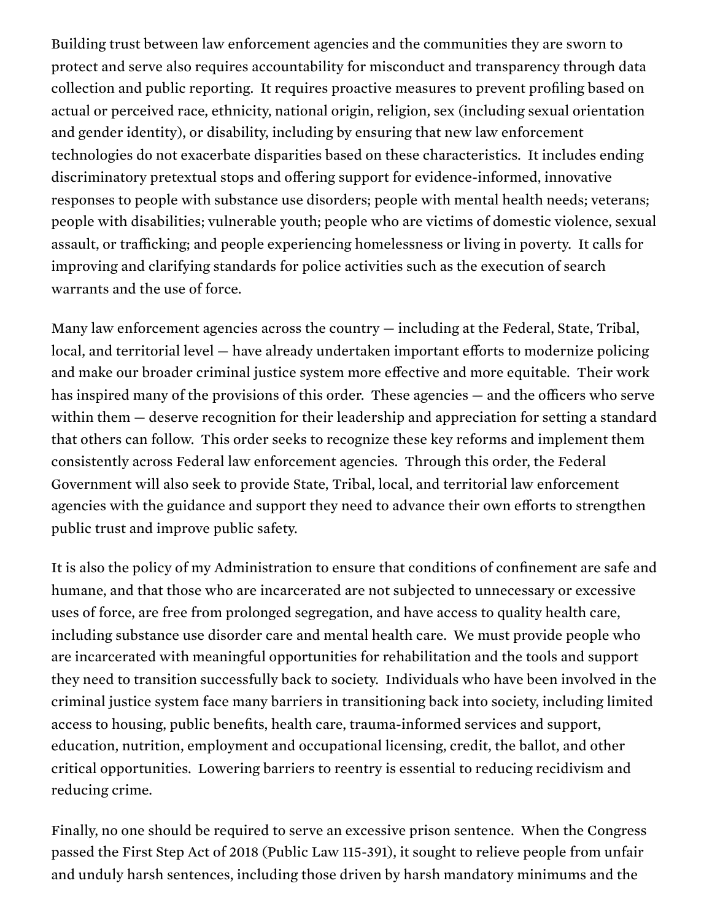Building trust between law enforcement agencies and the communities they are sworn to protect and serve also requires accountability for misconduct and transparency through data collection and public reporting. It requires proactive measures to prevent profiling based on actual or perceived race, ethnicity, national origin, religion, sex (including sexual orientation and gender identity), or disability, including by ensuring that new law enforcement technologies do not exacerbate disparities based on these characteristics. It includes ending discriminatory pretextual stops and offering support for evidence-informed, innovative responses to people with substance use disorders; people with mental health needs; veterans; people with disabilities; vulnerable youth; people who are victims of domestic violence, sexual assault, or trafficking; and people experiencing homelessness or living in poverty. It calls for improving and clarifying standards for police activities such as the execution of search warrants and the use of force.

Many law enforcement agencies across the country — including at the Federal, State, Tribal, local, and territorial level — have already undertaken important efforts to modernize policing and make our broader criminal justice system more effective and more equitable. Their work has inspired many of the provisions of this order. These agencies — and the officers who serve within them — deserve recognition for their leadership and appreciation for setting a standard that others can follow. This order seeks to recognize these key reforms and implement them consistently across Federal law enforcement agencies. Through this order, the Federal Government will also seek to provide State, Tribal, local, and territorial law enforcement agencies with the guidance and support they need to advance their own efforts to strengthen public trust and improve public safety.

It is also the policy of my Administration to ensure that conditions of confinement are safe and humane, and that those who are incarcerated are not subjected to unnecessary or excessive uses of force, are free from prolonged segregation, and have access to quality health care, including substance use disorder care and mental health care. We must provide people who are incarcerated with meaningful opportunities for rehabilitation and the tools and support they need to transition successfully back to society. Individuals who have been involved in the criminal justice system face many barriers in transitioning back into society, including limited access to housing, public benefits, health care, trauma-informed services and support, education, nutrition, employment and occupational licensing, credit, the ballot, and other critical opportunities. Lowering barriers to reentry is essential to reducing recidivism and reducing crime.

Finally, no one should be required to serve an excessive prison sentence. When the Congress passed the First Step Act of 2018 (Public Law 115-391), it sought to relieve people from unfair and unduly harsh sentences, including those driven by harsh mandatory minimums and the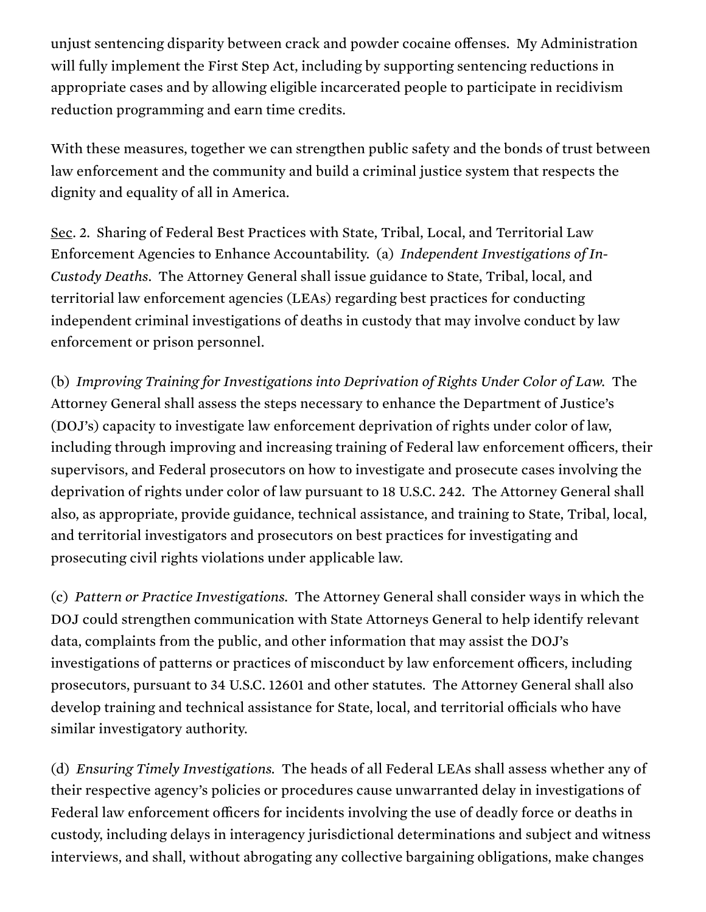unjust sentencing disparity between crack and powder cocaine offenses. My Administration will fully implement the First Step Act, including by supporting sentencing reductions in appropriate cases and by allowing eligible incarcerated people to participate in recidivism reduction programming and earn time credits.

With these measures, together we can strengthen public safety and the bonds of trust between law enforcement and the community and build a criminal justice system that respects the dignity and equality of all in America.

Sec. 2. Sharing of Federal Best Practices with State, Tribal, Local, and Territorial Law Enforcement Agencies to Enhance Accountability. (a) *Independent Investigations of In-Custody Deaths*. The Attorney General shall issue guidance to State, Tribal, local, and territorial law enforcement agencies (LEAs) regarding best practices for conducting independent criminal investigations of deaths in custody that may involve conduct by law enforcement or prison personnel.

(b) *Improving Training for Investigations into Deprivation of Rights Under Color of Law.* The Attorney General shall assess the steps necessary to enhance the Department of Justice's (DOJ's) capacity to investigate law enforcement deprivation of rights under color of law, including through improving and increasing training of Federal law enforcement officers, their supervisors, and Federal prosecutors on how to investigate and prosecute cases involving the deprivation of rights under color of law pursuant to 18 U.S.C. 242. The Attorney General shall also, as appropriate, provide guidance, technical assistance, and training to State, Tribal, local, and territorial investigators and prosecutors on best practices for investigating and prosecuting civil rights violations under applicable law.

(c) *Pattern or Practice Investigations.* The Attorney General shall consider ways in which the DOJ could strengthen communication with State Attorneys General to help identify relevant data, complaints from the public, and other information that may assist the DOJ's investigations of patterns or practices of misconduct by law enforcement officers, including prosecutors, pursuant to 34 U.S.C. 12601 and other statutes. The Attorney General shall also develop training and technical assistance for State, local, and territorial officials who have similar investigatory authority.

(d) *Ensuring Timely Investigations.* The heads of all Federal LEAs shall assess whether any of their respective agency's policies or procedures cause unwarranted delay in investigations of Federal law enforcement officers for incidents involving the use of deadly force or deaths in custody, including delays in interagency jurisdictional determinations and subject and witness interviews, and shall, without abrogating any collective bargaining obligations, make changes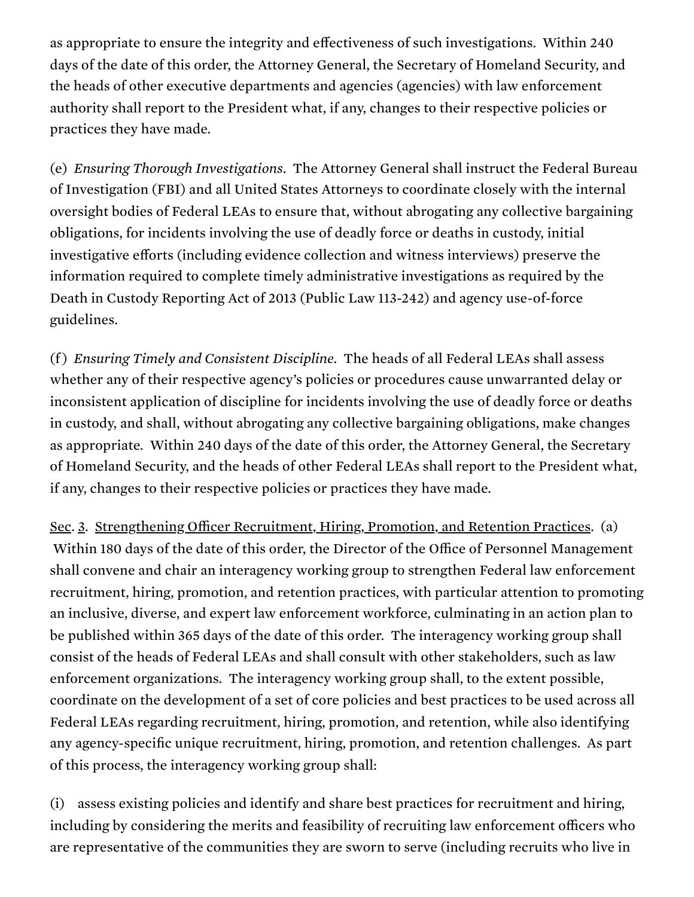as appropriate to ensure the integrity and effectiveness of such investigations. Within 240 days of the date of this order, the Attorney General, the Secretary of Homeland Security, and the heads of other executive departments and agencies (agencies) with law enforcement authority shall report to the President what, if any, changes to their respective policies or practices they have made.

(e) *Ensuring Thorough Investigations*. The Attorney General shall instruct the Federal Bureau of Investigation (FBI) and all United States Attorneys to coordinate closely with the internal oversight bodies of Federal LEAs to ensure that, without abrogating any collective bargaining obligations, for incidents involving the use of deadly force or deaths in custody, initial investigative efforts (including evidence collection and witness interviews) preserve the information required to complete timely administrative investigations as required by the Death in Custody Reporting Act of 2013 (Public Law 113-242) and agency use-of-force guidelines.

(f) *Ensuring Timely and Consistent Discipline*. The heads of all Federal LEAs shall assess whether any of their respective agency's policies or procedures cause unwarranted delay or inconsistent application of discipline for incidents involving the use of deadly force or deaths in custody, and shall, without abrogating any collective bargaining obligations, make changes as appropriate. Within 240 days of the date of this order, the Attorney General, the Secretary of Homeland Security, and the heads of other Federal LEAs shall report to the President what, if any, changes to their respective policies or practices they have made.

Sec. 3. Strengthening Officer Recruitment, Hiring, Promotion, and Retention Practices. (a) Within 180 days of the date of this order, the Director of the Office of Personnel Management shall convene and chair an interagency working group to strengthen Federal law enforcement recruitment, hiring, promotion, and retention practices, with particular attention to promoting an inclusive, diverse, and expert law enforcement workforce, culminating in an action plan to be published within 365 days of the date of this order. The interagency working group shall consist of the heads of Federal LEAs and shall consult with other stakeholders, such as law enforcement organizations. The interagency working group shall, to the extent possible, coordinate on the development of a set of core policies and best practices to be used across all Federal LEAs regarding recruitment, hiring, promotion, and retention, while also identifying any agency-specific unique recruitment, hiring, promotion, and retention challenges. As part of this process, the interagency working group shall:

(i) assess existing policies and identify and share best practices for recruitment and hiring, including by considering the merits and feasibility of recruiting law enforcement officers who are representative of the communities they are sworn to serve (including recruits who live in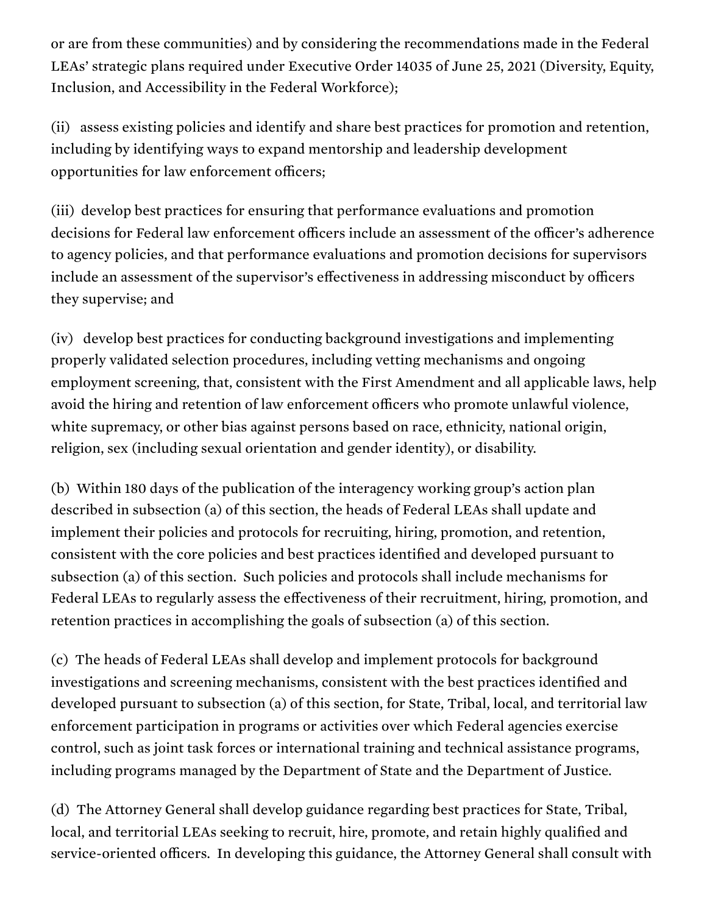or are from these communities) and by considering the recommendations made in the Federal LEAs' strategic plans required under Executive Order 14035 of June 25, 2021 (Diversity, Equity, Inclusion, and Accessibility in the Federal Workforce);

(ii) assess existing policies and identify and share best practices for promotion and retention, including by identifying ways to expand mentorship and leadership development opportunities for law enforcement officers;

(iii) develop best practices for ensuring that performance evaluations and promotion decisions for Federal law enforcement officers include an assessment of the officer's adherence to agency policies, and that performance evaluations and promotion decisions for supervisors include an assessment of the supervisor's effectiveness in addressing misconduct by officers they supervise; and

(iv) develop best practices for conducting background investigations and implementing properly validated selection procedures, including vetting mechanisms and ongoing employment screening, that, consistent with the First Amendment and all applicable laws, help avoid the hiring and retention of law enforcement officers who promote unlawful violence, white supremacy, or other bias against persons based on race, ethnicity, national origin, religion, sex (including sexual orientation and gender identity), or disability.

(b) Within 180 days of the publication of the interagency working group's action plan described in subsection (a) of this section, the heads of Federal LEAs shall update and implement their policies and protocols for recruiting, hiring, promotion, and retention, consistent with the core policies and best practices identified and developed pursuant to subsection (a) of this section. Such policies and protocols shall include mechanisms for Federal LEAs to regularly assess the effectiveness of their recruitment, hiring, promotion, and retention practices in accomplishing the goals of subsection (a) of this section.

(c) The heads of Federal LEAs shall develop and implement protocols for background investigations and screening mechanisms, consistent with the best practices identified and developed pursuant to subsection (a) of this section, for State, Tribal, local, and territorial law enforcement participation in programs or activities over which Federal agencies exercise control, such as joint task forces or international training and technical assistance programs, including programs managed by the Department of State and the Department of Justice.

(d) The Attorney General shall develop guidance regarding best practices for State, Tribal, local, and territorial LEAs seeking to recruit, hire, promote, and retain highly qualified and service-oriented officers. In developing this guidance, the Attorney General shall consult with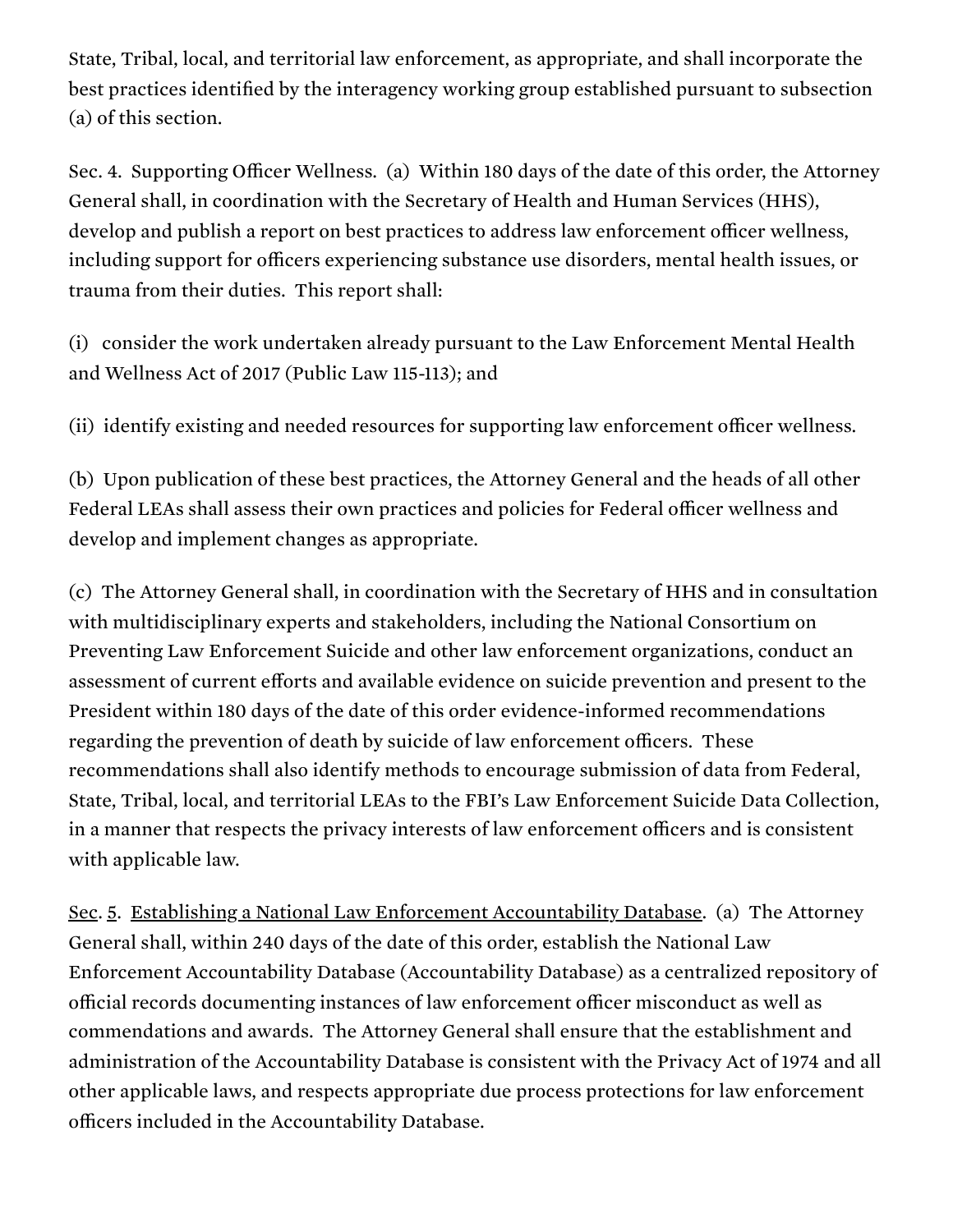State, Tribal, local, and territorial law enforcement, as appropriate, and shall incorporate the best practices identified by the interagency working group established pursuant to subsection (a) of this section.

Sec. 4. Supporting Officer Wellness. (a) Within 180 days of the date of this order, the Attorney General shall, in coordination with the Secretary of Health and Human Services (HHS), develop and publish a report on best practices to address law enforcement officer wellness, including support for officers experiencing substance use disorders, mental health issues, or trauma from their duties. This report shall:

(i) consider the work undertaken already pursuant to the Law Enforcement Mental Health and Wellness Act of 2017 (Public Law 115-113); and

(ii) identify existing and needed resources for supporting law enforcement officer wellness.

(b) Upon publication of these best practices, the Attorney General and the heads of all other Federal LEAs shall assess their own practices and policies for Federal officer wellness and develop and implement changes as appropriate.

(c) The Attorney General shall, in coordination with the Secretary of HHS and in consultation with multidisciplinary experts and stakeholders, including the National Consortium on Preventing Law Enforcement Suicide and other law enforcement organizations, conduct an assessment of current efforts and available evidence on suicide prevention and present to the President within 180 days of the date of this order evidence-informed recommendations regarding the prevention of death by suicide of law enforcement officers. These recommendations shall also identify methods to encourage submission of data from Federal, State, Tribal, local, and territorial LEAs to the FBI's Law Enforcement Suicide Data Collection, in a manner that respects the privacy interests of law enforcement officers and is consistent with applicable law.

Sec. 5. Establishing a National Law Enforcement Accountability Database. (a) The Attorney General shall, within 240 days of the date of this order, establish the National Law Enforcement Accountability Database (Accountability Database) as a centralized repository of official records documenting instances of law enforcement officer misconduct as well as commendations and awards. The Attorney General shall ensure that the establishment and administration of the Accountability Database is consistent with the Privacy Act of 1974 and all other applicable laws, and respects appropriate due process protections for law enforcement officers included in the Accountability Database.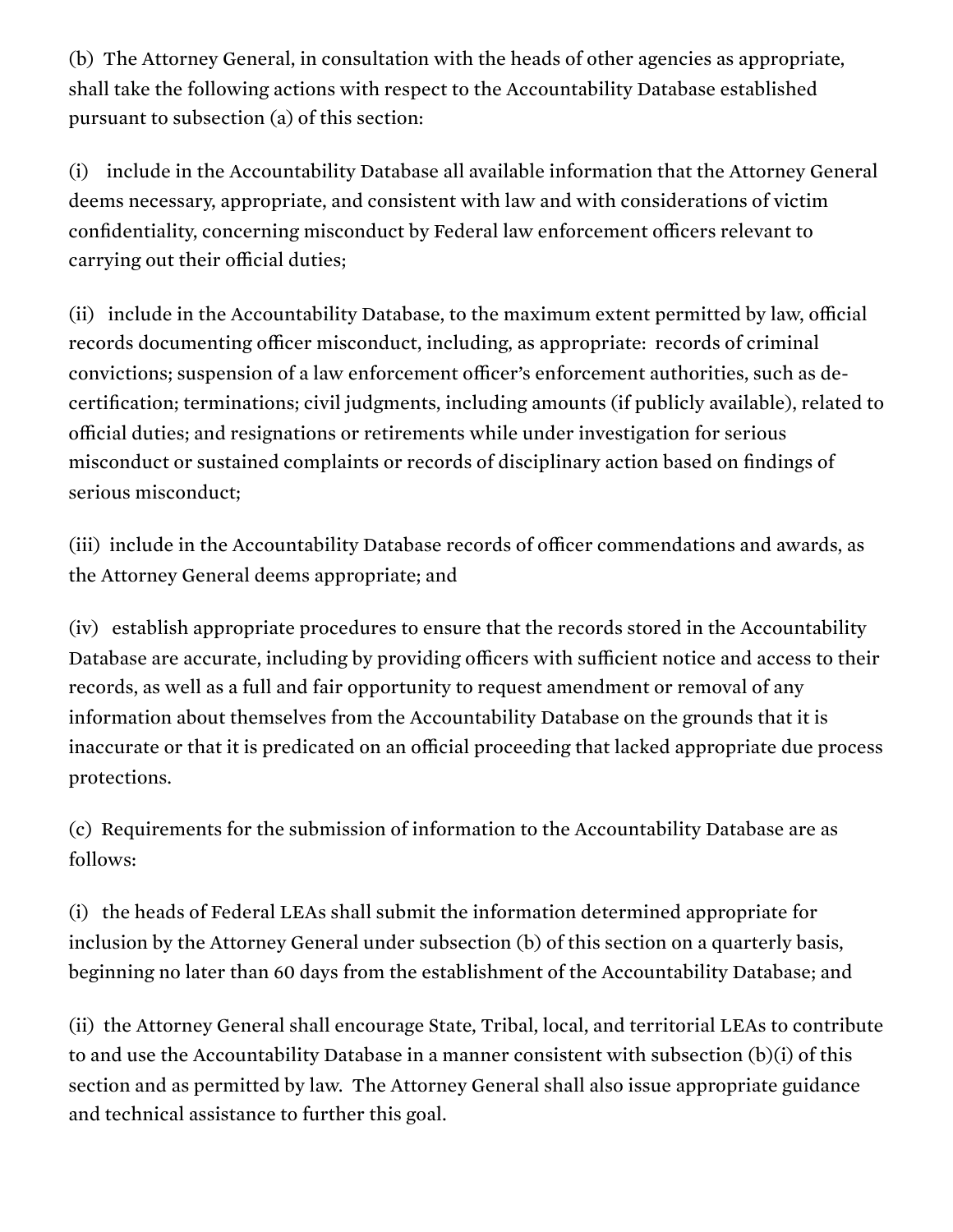(b) The Attorney General, in consultation with the heads of other agencies as appropriate, shall take the following actions with respect to the Accountability Database established pursuant to subsection (a) of this section:

(i) include in the Accountability Database all available information that the Attorney General deems necessary, appropriate, and consistent with law and with considerations of victim confidentiality, concerning misconduct by Federal law enforcement officers relevant to carrying out their official duties;

(ii) include in the Accountability Database, to the maximum extent permitted by law, official records documenting officer misconduct, including, as appropriate: records of criminal convictions; suspension of a law enforcement officer's enforcement authorities, such as de-certification; terminations; civil judgments, including amounts (if publicly available), related to official duties; and resignations or retirements while under investigation for serious misconduct or sustained complaints or records of disciplinary action based on findings of serious misconduct;

(iii) include in the Accountability Database records of officer commendations and awards, as the Attorney General deems appropriate; and

(iv) establish appropriate procedures to ensure that the records stored in the Accountability Database are accurate, including by providing officers with sufficient notice and access to their records, as well as a full and fair opportunity to request amendment or removal of any information about themselves from the Accountability Database on the grounds that it is inaccurate or that it is predicated on an official proceeding that lacked appropriate due process protections.

(c) Requirements for the submission of information to the Accountability Database are as follows:

(i) the heads of Federal LEAs shall submit the information determined appropriate for inclusion by the Attorney General under subsection (b) of this section on a quarterly basis, beginning no later than 60 days from the establishment of the Accountability Database; and

(ii) the Attorney General shall encourage State, Tribal, local, and territorial LEAs to contribute to and use the Accountability Database in a manner consistent with subsection (b)(i) of this section and as permitted by law. The Attorney General shall also issue appropriate guidance and technical assistance to further this goal.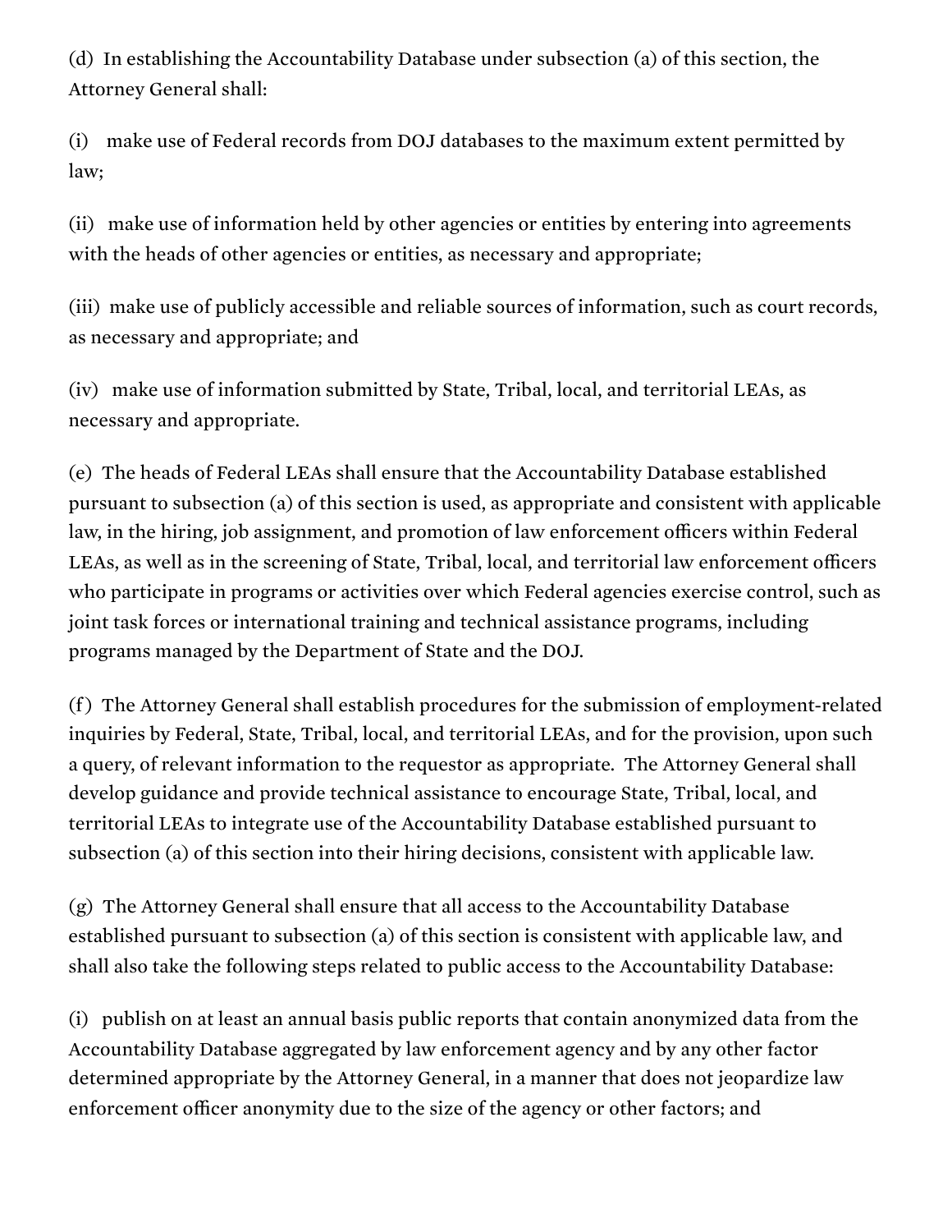(d) In establishing the Accountability Database under subsection (a) of this section, the Attorney General shall:

(i) make use of Federal records from DOJ databases to the maximum extent permitted by law;

(ii) make use of information held by other agencies or entities by entering into agreements with the heads of other agencies or entities, as necessary and appropriate;

(iii) make use of publicly accessible and reliable sources of information, such as court records, as necessary and appropriate; and

(iv) make use of information submitted by State, Tribal, local, and territorial LEAs, as necessary and appropriate.

(e) The heads of Federal LEAs shall ensure that the Accountability Database established pursuant to subsection (a) of this section is used, as appropriate and consistent with applicable law, in the hiring, job assignment, and promotion of law enforcement officers within Federal LEAs, as well as in the screening of State, Tribal, local, and territorial law enforcement officers who participate in programs or activities over which Federal agencies exercise control, such as joint task forces or international training and technical assistance programs, including programs managed by the Department of State and the DOJ.

(f) The Attorney General shall establish procedures for the submission of employment-related inquiries by Federal, State, Tribal, local, and territorial LEAs, and for the provision, upon such a query, of relevant information to the requestor as appropriate. The Attorney General shall develop guidance and provide technical assistance to encourage State, Tribal, local, and territorial LEAs to integrate use of the Accountability Database established pursuant to subsection (a) of this section into their hiring decisions, consistent with applicable law.

(g) The Attorney General shall ensure that all access to the Accountability Database established pursuant to subsection (a) of this section is consistent with applicable law, and shall also take the following steps related to public access to the Accountability Database:

(i) publish on at least an annual basis public reports that contain anonymized data from the Accountability Database aggregated by law enforcement agency and by any other factor determined appropriate by the Attorney General, in a manner that does not jeopardize law enforcement officer anonymity due to the size of the agency or other factors; and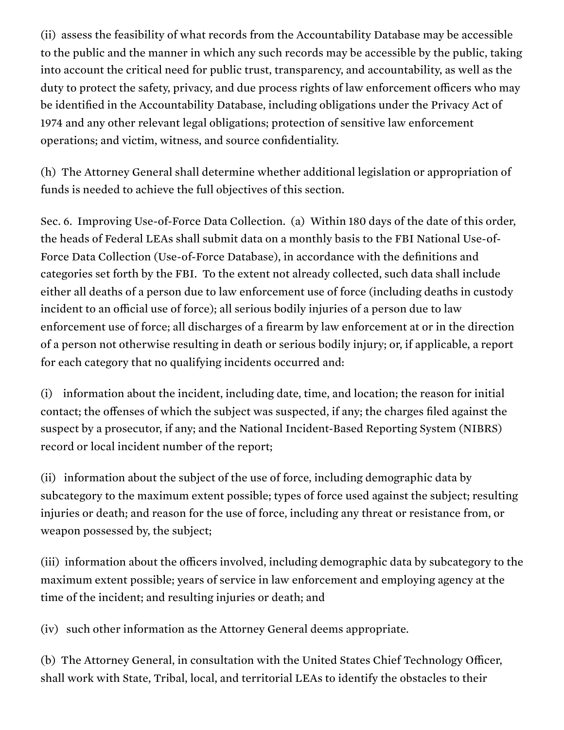(ii) assess the feasibility of what records from the Accountability Database may be accessible to the public and the manner in which any such records may be accessible by the public, taking into account the critical need for public trust, transparency, and accountability, as well as the duty to protect the safety, privacy, and due process rights of law enforcement officers who may be identified in the Accountability Database, including obligations under the Privacy Act of 1974 and any other relevant legal obligations; protection of sensitive law enforcement operations; and victim, witness, and source confidentiality.

(h) The Attorney General shall determine whether additional legislation or appropriation of funds is needed to achieve the full objectives of this section.

Sec. 6. Improving Use-of-Force Data Collection. (a) Within 180 days of the date of this order, the heads of Federal LEAs shall submit data on a monthly basis to the FBI National Use-of-Force Data Collection (Use-of-Force Database), in accordance with the definitions and categories set forth by the FBI. To the extent not already collected, such data shall include either all deaths of a person due to law enforcement use of force (including deaths in custody incident to an official use of force); all serious bodily injuries of a person due to law enforcement use of force; all discharges of a firearm by law enforcement at or in the direction of a person not otherwise resulting in death or serious bodily injury; or, if applicable, a report for each category that no qualifying incidents occurred and:

(i) information about the incident, including date, time, and location; the reason for initial contact; the offenses of which the subject was suspected, if any; the charges filed against the suspect by a prosecutor, if any; and the National Incident-Based Reporting System (NIBRS) record or local incident number of the report;

(ii) information about the subject of the use of force, including demographic data by subcategory to the maximum extent possible; types of force used against the subject; resulting injuries or death; and reason for the use of force, including any threat or resistance from, or weapon possessed by, the subject;

(iii) information about the officers involved, including demographic data by subcategory to the maximum extent possible; years of service in law enforcement and employing agency at the time of the incident; and resulting injuries or death; and

(iv) such other information as the Attorney General deems appropriate.

(b) The Attorney General, in consultation with the United States Chief Technology Officer, shall work with State, Tribal, local, and territorial LEAs to identify the obstacles to their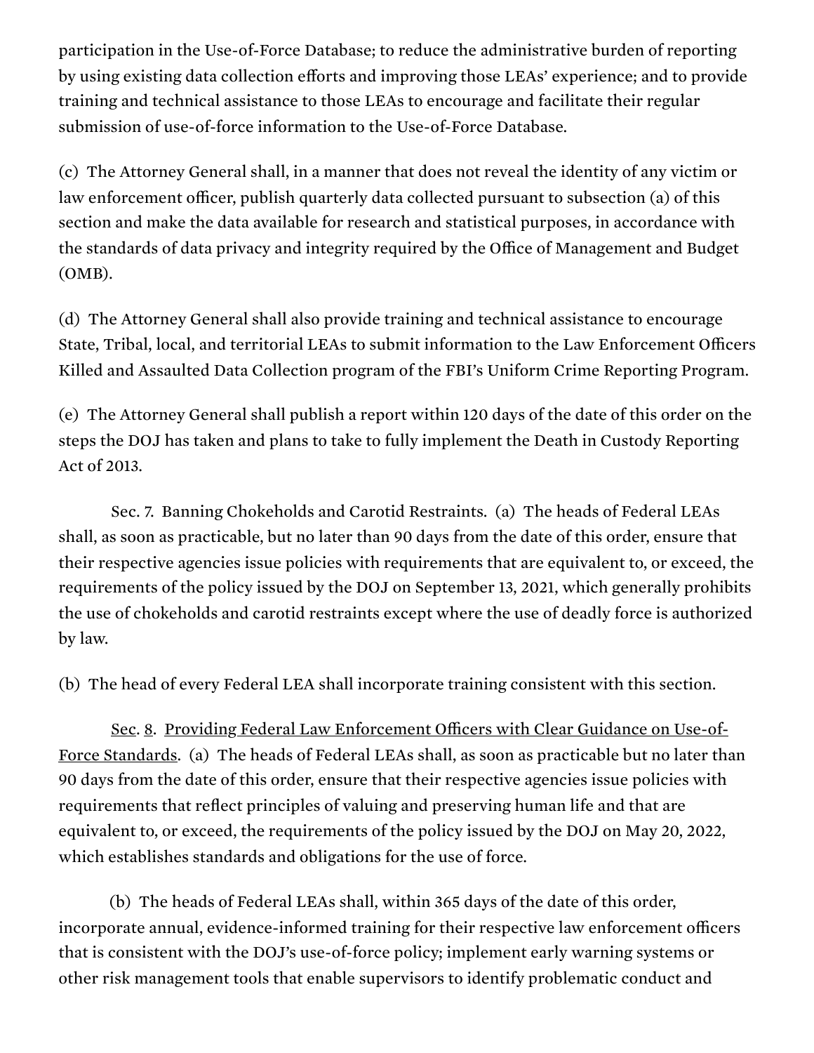participation in the Use-of-Force Database; to reduce the administrative burden of reporting by using existing data collection efforts and improving those LEAs' experience; and to provide training and technical assistance to those LEAs to encourage and facilitate their regular submission of use-of-force information to the Use-of-Force Database.

(c) The Attorney General shall, in a manner that does not reveal the identity of any victim or law enforcement officer, publish quarterly data collected pursuant to subsection (a) of this section and make the data available for research and statistical purposes, in accordance with the standards of data privacy and integrity required by the Office of Management and Budget (OMB).

(d) The Attorney General shall also provide training and technical assistance to encourage State, Tribal, local, and territorial LEAs to submit information to the Law Enforcement Officers Killed and Assaulted Data Collection program of the FBI's Uniform Crime Reporting Program.

(e) The Attorney General shall publish a report within 120 days of the date of this order on the steps the DOJ has taken and plans to take to fully implement the Death in Custody Reporting Act of 2013.

Sec. 7. Banning Chokeholds and Carotid Restraints. (a) The heads of Federal LEAs shall, as soon as practicable, but no later than 90 days from the date of this order, ensure that their respective agencies issue policies with requirements that are equivalent to, or exceed, the requirements of the policy issued by the DOJ on September 13, 2021, which generally prohibits the use of chokeholds and carotid restraints except where the use of deadly force is authorized by law.

(b) The head of every Federal LEA shall incorporate training consistent with this section.

Sec. 8. Providing Federal Law Enforcement Officers with Clear Guidance on Use-of-Force Standards. (a) The heads of Federal LEAs shall, as soon as practicable but no later than 90 days from the date of this order, ensure that their respective agencies issue policies with requirements that reflect principles of valuing and preserving human life and that are equivalent to, or exceed, the requirements of the policy issued by the DOJ on May 20, 2022, which establishes standards and obligations for the use of force.

(b) The heads of Federal LEAs shall, within 365 days of the date of this order, incorporate annual, evidence-informed training for their respective law enforcement officers that is consistent with the DOJ's use-of-force policy; implement early warning systems or other risk management tools that enable supervisors to identify problematic conduct and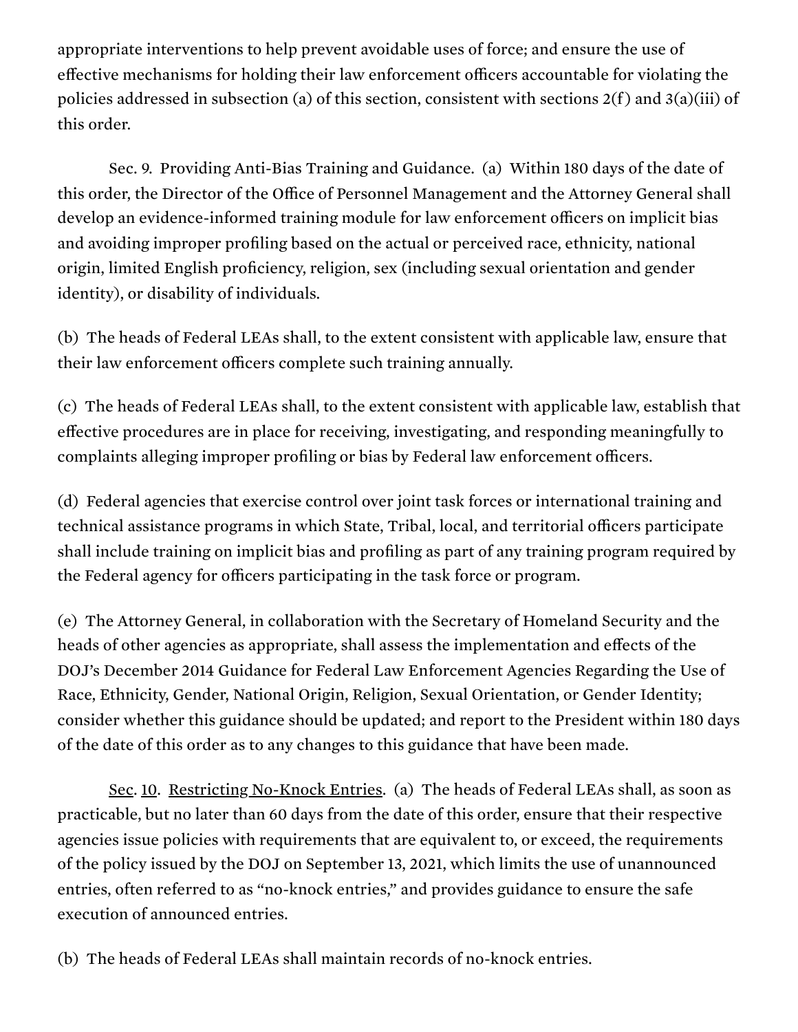appropriate interventions to help prevent avoidable uses of force; and ensure the use of effective mechanisms for holding their law enforcement officers accountable for violating the policies addressed in subsection (a) of this section, consistent with sections 2(f) and 3(a)(iii) of this order.

Sec. 9. Providing Anti-Bias Training and Guidance. (a) Within 180 days of the date of this order, the Director of the Office of Personnel Management and the Attorney General shall develop an evidence-informed training module for law enforcement officers on implicit bias and avoiding improper profiling based on the actual or perceived race, ethnicity, national origin, limited English proficiency, religion, sex (including sexual orientation and gender identity), or disability of individuals.

(b) The heads of Federal LEAs shall, to the extent consistent with applicable law, ensure that their law enforcement officers complete such training annually.

(c) The heads of Federal LEAs shall, to the extent consistent with applicable law, establish that effective procedures are in place for receiving, investigating, and responding meaningfully to complaints alleging improper profiling or bias by Federal law enforcement officers.

(d) Federal agencies that exercise control over joint task forces or international training and technical assistance programs in which State, Tribal, local, and territorial officers participate shall include training on implicit bias and profiling as part of any training program required by the Federal agency for officers participating in the task force or program.

(e) The Attorney General, in collaboration with the Secretary of Homeland Security and the heads of other agencies as appropriate, shall assess the implementation and effects of the DOJ's December 2014 Guidance for Federal Law Enforcement Agencies Regarding the Use of Race, Ethnicity, Gender, National Origin, Religion, Sexual Orientation, or Gender Identity; consider whether this guidance should be updated; and report to the President within 180 days of the date of this order as to any changes to this guidance that have been made.

Sec. 10. Restricting No-Knock Entries. (a) The heads of Federal LEAs shall, as soon as practicable, but no later than 60 days from the date of this order, ensure that their respective agencies issue policies with requirements that are equivalent to, or exceed, the requirements of the policy issued by the DOJ on September 13, 2021, which limits the use of unannounced entries, often referred to as "no-knock entries," and provides guidance to ensure the safe execution of announced entries.

(b) The heads of Federal LEAs shall maintain records of no-knock entries.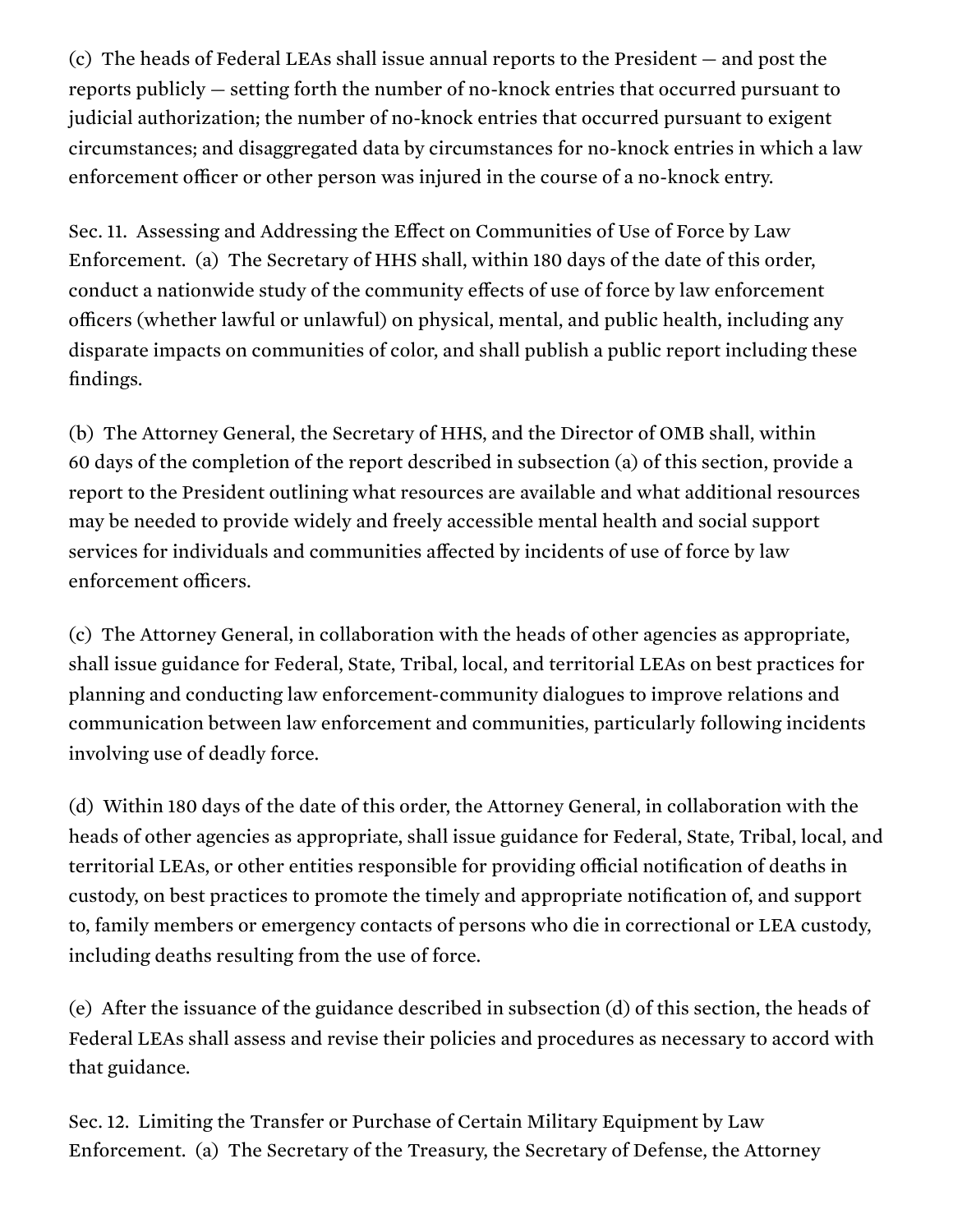(c) The heads of Federal LEAs shall issue annual reports to the President — and post the reports publicly — setting forth the number of no-knock entries that occurred pursuant to judicial authorization; the number of no-knock entries that occurred pursuant to exigent circumstances; and disaggregated data by circumstances for no-knock entries in which a law enforcement officer or other person was injured in the course of a no-knock entry.

Sec. 11. Assessing and Addressing the Effect on Communities of Use of Force by Law Enforcement. (a) The Secretary of HHS shall, within 180 days of the date of this order, conduct a nationwide study of the community effects of use of force by law enforcement officers (whether lawful or unlawful) on physical, mental, and public health, including any disparate impacts on communities of color, and shall publish a public report including these findings.

(b) The Attorney General, the Secretary of HHS, and the Director of OMB shall, within 60 days of the completion of the report described in subsection (a) of this section, provide a report to the President outlining what resources are available and what additional resources may be needed to provide widely and freely accessible mental health and social support services for individuals and communities affected by incidents of use of force by law enforcement officers.

(c) The Attorney General, in collaboration with the heads of other agencies as appropriate, shall issue guidance for Federal, State, Tribal, local, and territorial LEAs on best practices for planning and conducting law enforcement-community dialogues to improve relations and communication between law enforcement and communities, particularly following incidents involving use of deadly force.

(d) Within 180 days of the date of this order, the Attorney General, in collaboration with the heads of other agencies as appropriate, shall issue guidance for Federal, State, Tribal, local, and territorial LEAs, or other entities responsible for providing official notification of deaths in custody, on best practices to promote the timely and appropriate notification of, and support to, family members or emergency contacts of persons who die in correctional or LEA custody, including deaths resulting from the use of force.

(e) After the issuance of the guidance described in subsection (d) of this section, the heads of Federal LEAs shall assess and revise their policies and procedures as necessary to accord with that guidance.

Sec. 12. Limiting the Transfer or Purchase of Certain Military Equipment by Law Enforcement. (a) The Secretary of the Treasury, the Secretary of Defense, the Attorney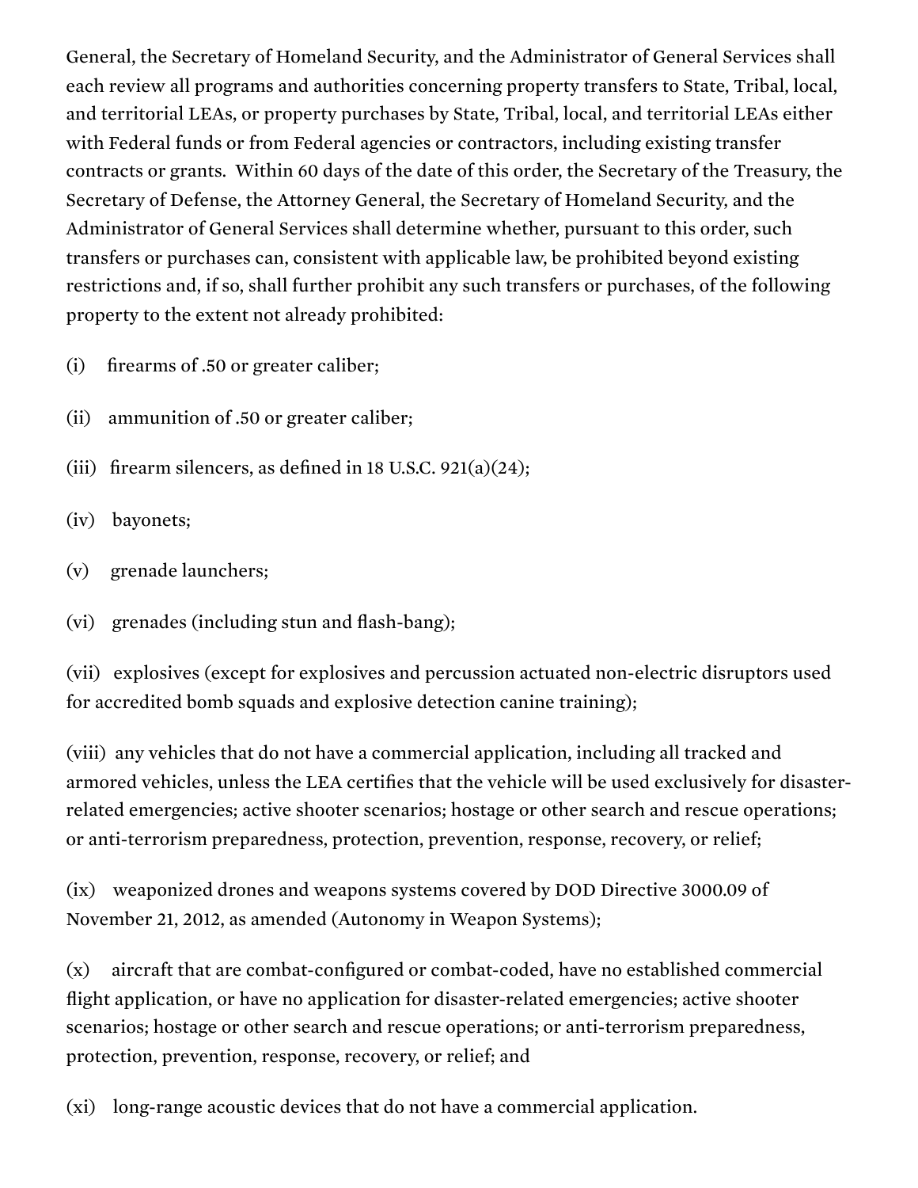General, the Secretary of Homeland Security, and the Administrator of General Services shall each review all programs and authorities concerning property transfers to State, Tribal, local, and territorial LEAs, or property purchases by State, Tribal, local, and territorial LEAs either with Federal funds or from Federal agencies or contractors, including existing transfer contracts or grants. Within 60 days of the date of this order, the Secretary of the Treasury, the Secretary of Defense, the Attorney General, the Secretary of Homeland Security, and the Administrator of General Services shall determine whether, pursuant to this order, such transfers or purchases can, consistent with applicable law, be prohibited beyond existing restrictions and, if so, shall further prohibit any such transfers or purchases, of the following property to the extent not already prohibited:

(i) firearms of .50 or greater caliber;

(ii) ammunition of .50 or greater caliber;

(iii) firearm silencers, as defined in 18 U.S.C. 921(a)(24);

(iv) bayonets;

(v) grenade launchers;

(vi) grenades (including stun and flash-bang);

(vii) explosives (except for explosives and percussion actuated non-electric disruptors used for accredited bomb squads and explosive detection canine training);

(viii) any vehicles that do not have a commercial application, including all tracked and armored vehicles, unless the LEA certifies that the vehicle will be used exclusively for disaster-related emergencies; active shooter scenarios; hostage or other search and rescue operations; or anti-terrorism preparedness, protection, prevention, response, recovery, or relief;

(ix) weaponized drones and weapons systems covered by DOD Directive 3000.09 of November 21, 2012, as amended (Autonomy in Weapon Systems);

(x) aircraft that are combat-configured or combat-coded, have no established commercial flight application, or have no application for disaster-related emergencies; active shooter scenarios; hostage or other search and rescue operations; or anti-terrorism preparedness, protection, prevention, response, recovery, or relief; and

(xi) long-range acoustic devices that do not have a commercial application.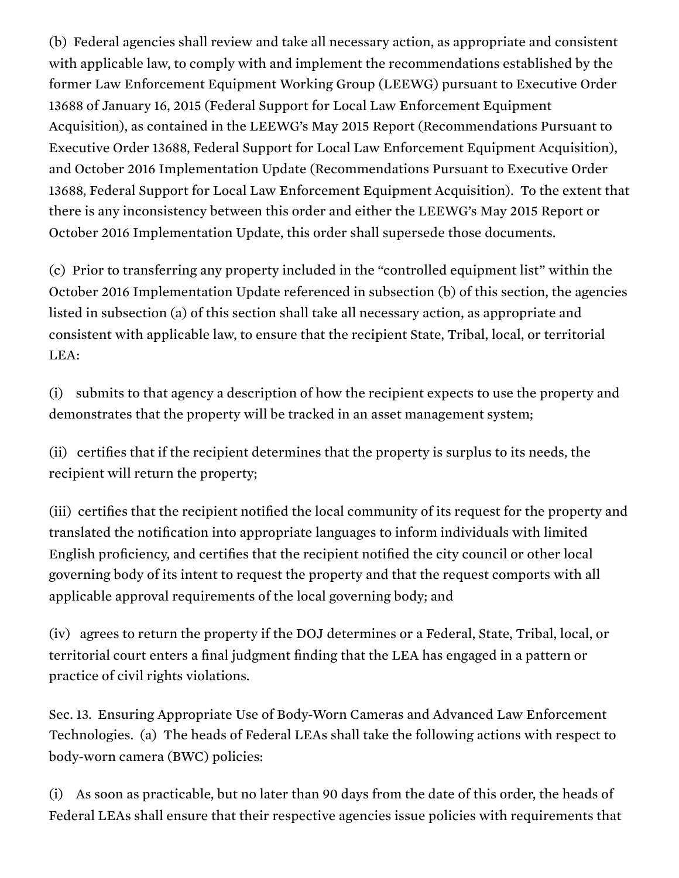(b) Federal agencies shall review and take all necessary action, as appropriate and consistent with applicable law, to comply with and implement the recommendations established by the former Law Enforcement Equipment Working Group (LEEWG) pursuant to Executive Order 13688 of January 16, 2015 (Federal Support for Local Law Enforcement Equipment Acquisition), as contained in the LEEWG's May 2015 Report (Recommendations Pursuant to Executive Order 13688, Federal Support for Local Law Enforcement Equipment Acquisition), and October 2016 Implementation Update (Recommendations Pursuant to Executive Order 13688, Federal Support for Local Law Enforcement Equipment Acquisition). To the extent that there is any inconsistency between this order and either the LEEWG's May 2015 Report or October 2016 Implementation Update, this order shall supersede those documents.

(c) Prior to transferring any property included in the "controlled equipment list" within the October 2016 Implementation Update referenced in subsection (b) of this section, the agencies listed in subsection (a) of this section shall take all necessary action, as appropriate and consistent with applicable law, to ensure that the recipient State, Tribal, local, or territorial LEA:

(i) submits to that agency a description of how the recipient expects to use the property and demonstrates that the property will be tracked in an asset management system;

(ii) certifies that if the recipient determines that the property is surplus to its needs, the recipient will return the property;

(iii) certifies that the recipient notified the local community of its request for the property and translated the notification into appropriate languages to inform individuals with limited English proficiency, and certifies that the recipient notified the city council or other local governing body of its intent to request the property and that the request comports with all applicable approval requirements of the local governing body; and

(iv) agrees to return the property if the DOJ determines or a Federal, State, Tribal, local, or territorial court enters a final judgment finding that the LEA has engaged in a pattern or practice of civil rights violations.

Sec. 13. Ensuring Appropriate Use of Body-Worn Cameras and Advanced Law Enforcement Technologies. (a) The heads of Federal LEAs shall take the following actions with respect to body-worn camera (BWC) policies:

(i) As soon as practicable, but no later than 90 days from the date of this order, the heads of Federal LEAs shall ensure that their respective agencies issue policies with requirements that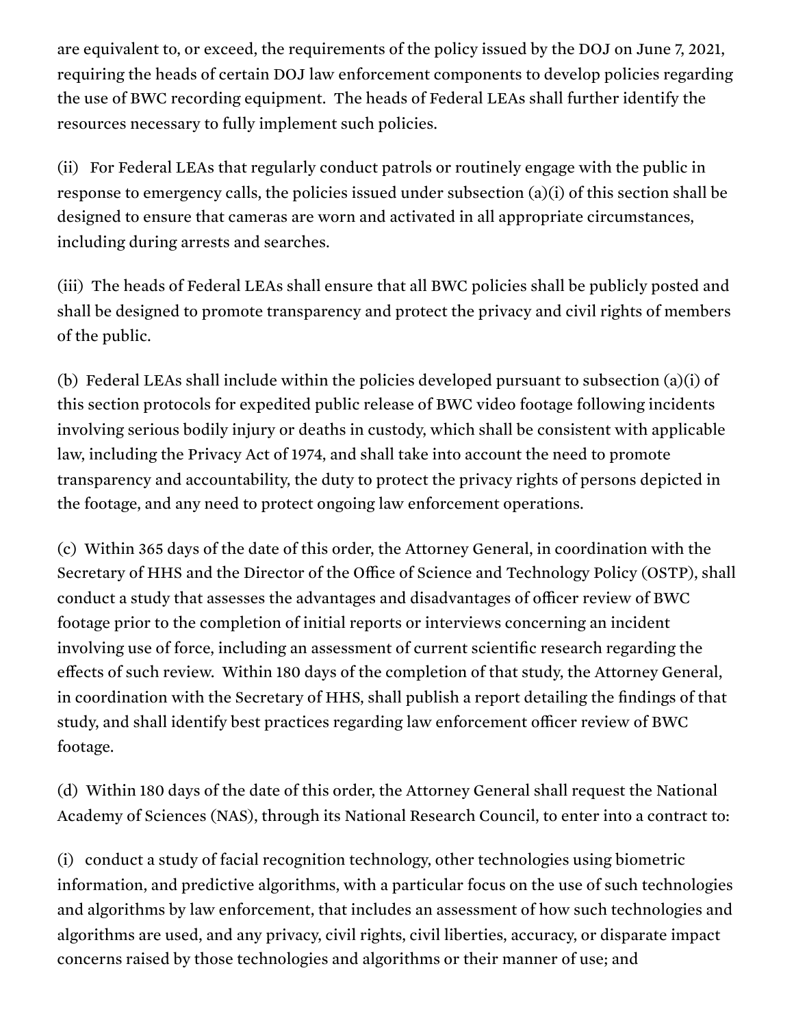are equivalent to, or exceed, the requirements of the policy issued by the DOJ on June 7, 2021, requiring the heads of certain DOJ law enforcement components to develop policies regarding the use of BWC recording equipment. The heads of Federal LEAs shall further identify the resources necessary to fully implement such policies.

(ii) For Federal LEAs that regularly conduct patrols or routinely engage with the public in response to emergency calls, the policies issued under subsection (a)(i) of this section shall be designed to ensure that cameras are worn and activated in all appropriate circumstances, including during arrests and searches.

(iii) The heads of Federal LEAs shall ensure that all BWC policies shall be publicly posted and shall be designed to promote transparency and protect the privacy and civil rights of members of the public.

(b) Federal LEAs shall include within the policies developed pursuant to subsection (a)(i) of this section protocols for expedited public release of BWC video footage following incidents involving serious bodily injury or deaths in custody, which shall be consistent with applicable law, including the Privacy Act of 1974, and shall take into account the need to promote transparency and accountability, the duty to protect the privacy rights of persons depicted in the footage, and any need to protect ongoing law enforcement operations.

(c) Within 365 days of the date of this order, the Attorney General, in coordination with the Secretary of HHS and the Director of the Office of Science and Technology Policy (OSTP), shall conduct a study that assesses the advantages and disadvantages of officer review of BWC footage prior to the completion of initial reports or interviews concerning an incident involving use of force, including an assessment of current scientific research regarding the effects of such review. Within 180 days of the completion of that study, the Attorney General, in coordination with the Secretary of HHS, shall publish a report detailing the findings of that study, and shall identify best practices regarding law enforcement officer review of BWC footage.

(d) Within 180 days of the date of this order, the Attorney General shall request the National Academy of Sciences (NAS), through its National Research Council, to enter into a contract to:

(i) conduct a study of facial recognition technology, other technologies using biometric information, and predictive algorithms, with a particular focus on the use of such technologies and algorithms by law enforcement, that includes an assessment of how such technologies and algorithms are used, and any privacy, civil rights, civil liberties, accuracy, or disparate impact concerns raised by those technologies and algorithms or their manner of use; and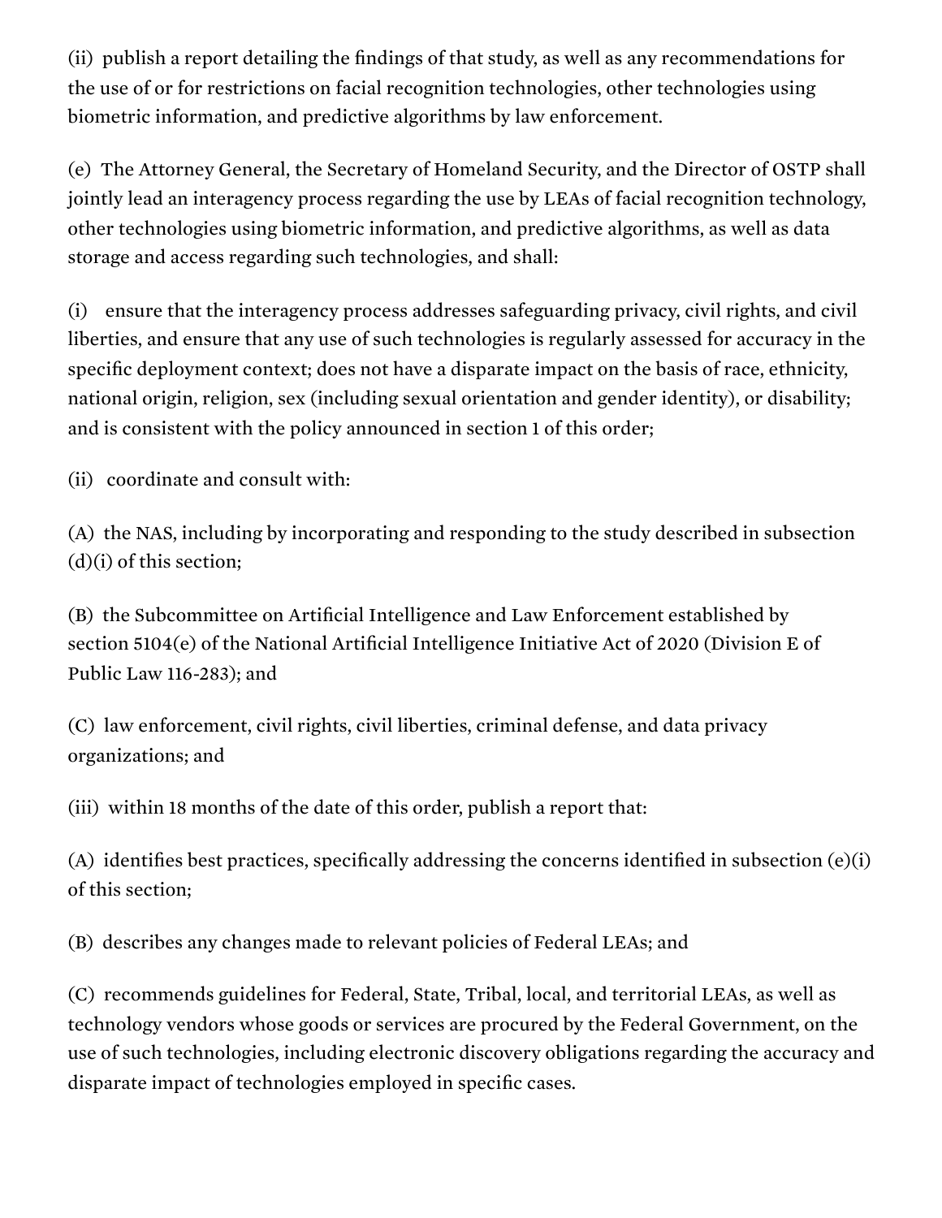(ii) publish a report detailing the findings of that study, as well as any recommendations for the use of or for restrictions on facial recognition technologies, other technologies using biometric information, and predictive algorithms by law enforcement.

(e) The Attorney General, the Secretary of Homeland Security, and the Director of OSTP shall jointly lead an interagency process regarding the use by LEAs of facial recognition technology, other technologies using biometric information, and predictive algorithms, as well as data storage and access regarding such technologies, and shall:

(i) ensure that the interagency process addresses safeguarding privacy, civil rights, and civil liberties, and ensure that any use of such technologies is regularly assessed for accuracy in the specific deployment context; does not have a disparate impact on the basis of race, ethnicity, national origin, religion, sex (including sexual orientation and gender identity), or disability; and is consistent with the policy announced in section 1 of this order;

(ii) coordinate and consult with:

(A) the NAS, including by incorporating and responding to the study described in subsection (d)(i) of this section;

(B) the Subcommittee on Artificial Intelligence and Law Enforcement established by section 5104(e) of the National Artificial Intelligence Initiative Act of 2020 (Division E of Public Law 116-283); and

(C) law enforcement, civil rights, civil liberties, criminal defense, and data privacy organizations; and

(iii) within 18 months of the date of this order, publish a report that:

(A) identifies best practices, specifically addressing the concerns identified in subsection (e)(i) of this section;

(B) describes any changes made to relevant policies of Federal LEAs; and

(C) recommends guidelines for Federal, State, Tribal, local, and territorial LEAs, as well as technology vendors whose goods or services are procured by the Federal Government, on the use of such technologies, including electronic discovery obligations regarding the accuracy and disparate impact of technologies employed in specific cases.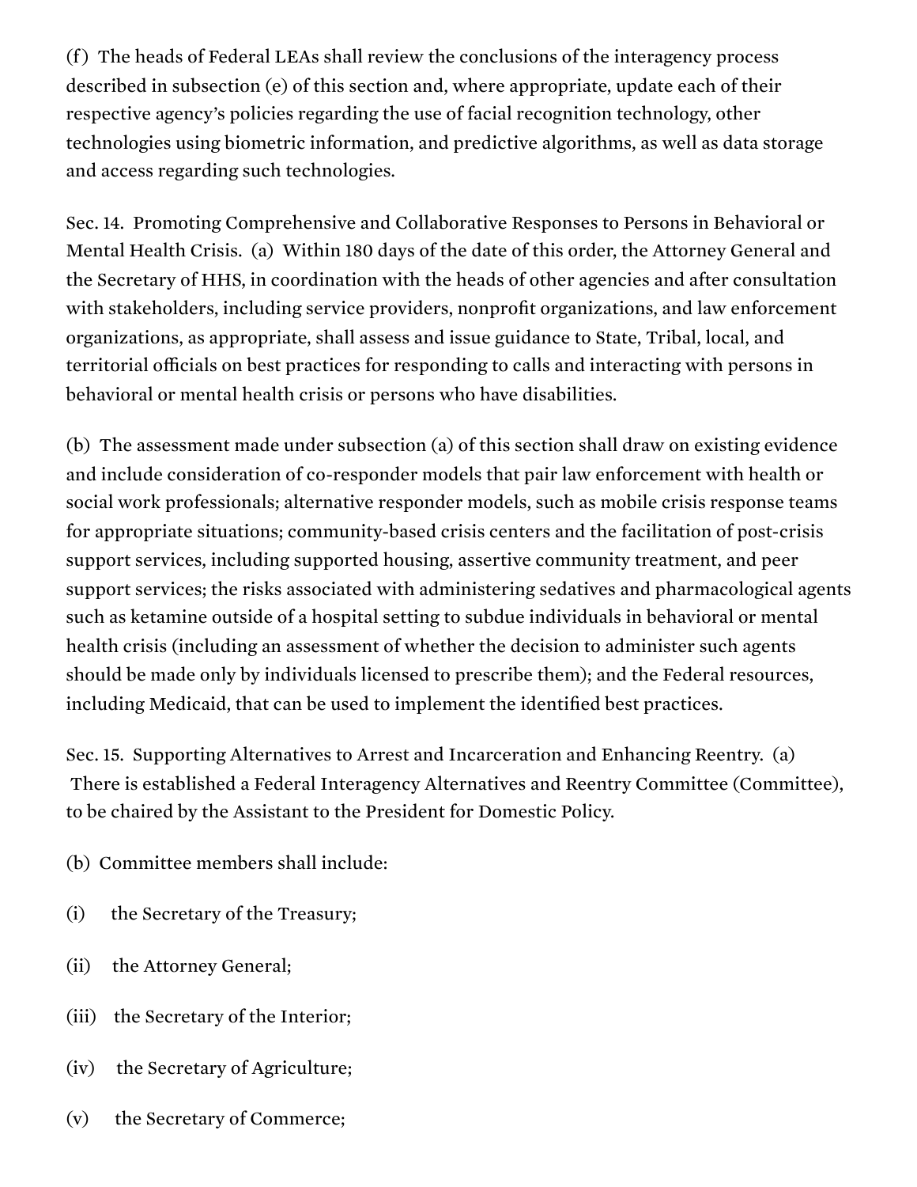(f) The heads of Federal LEAs shall review the conclusions of the interagency process described in subsection (e) of this section and, where appropriate, update each of their respective agency's policies regarding the use of facial recognition technology, other technologies using biometric information, and predictive algorithms, as well as data storage and access regarding such technologies.

Sec. 14. Promoting Comprehensive and Collaborative Responses to Persons in Behavioral or Mental Health Crisis. (a) Within 180 days of the date of this order, the Attorney General and the Secretary of HHS, in coordination with the heads of other agencies and after consultation with stakeholders, including service providers, nonprofit organizations, and law enforcement organizations, as appropriate, shall assess and issue guidance to State, Tribal, local, and territorial officials on best practices for responding to calls and interacting with persons in behavioral or mental health crisis or persons who have disabilities.

(b) The assessment made under subsection (a) of this section shall draw on existing evidence and include consideration of co-responder models that pair law enforcement with health or social work professionals; alternative responder models, such as mobile crisis response teams for appropriate situations; community-based crisis centers and the facilitation of post-crisis support services, including supported housing, assertive community treatment, and peer support services; the risks associated with administering sedatives and pharmacological agents such as ketamine outside of a hospital setting to subdue individuals in behavioral or mental health crisis (including an assessment of whether the decision to administer such agents should be made only by individuals licensed to prescribe them); and the Federal resources, including Medicaid, that can be used to implement the identified best practices.

Sec. 15. Supporting Alternatives to Arrest and Incarceration and Enhancing Reentry. (a) There is established a Federal Interagency Alternatives and Reentry Committee (Committee), to be chaired by the Assistant to the President for Domestic Policy.

(b) Committee members shall include:

(i) the Secretary of the Treasury;

(ii) the Attorney General;

(iii) the Secretary of the Interior;

(iv) the Secretary of Agriculture;

(v) the Secretary of Commerce;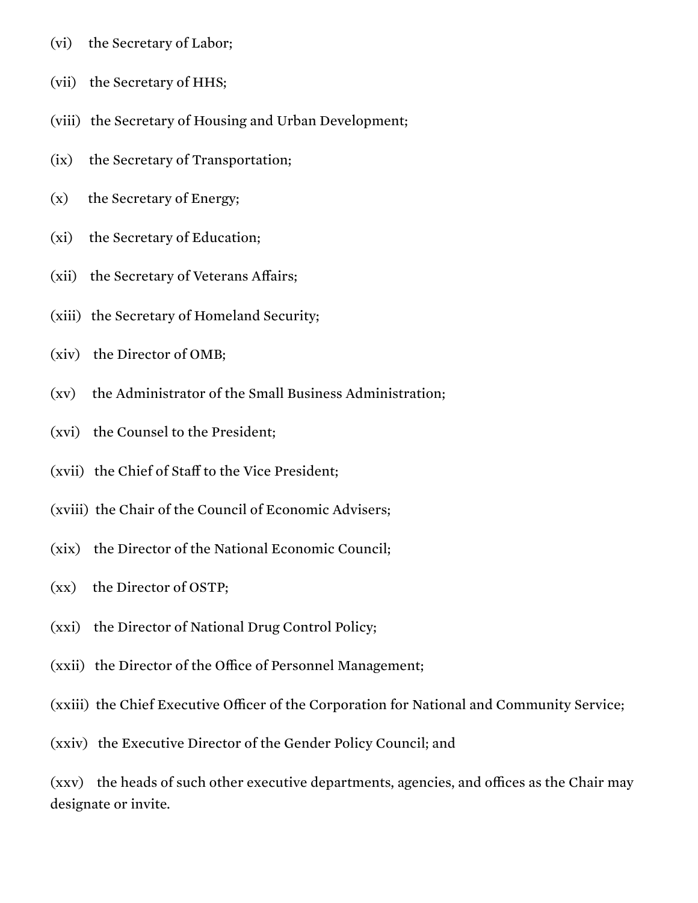(vi) the Secretary of Labor;

(vii) the Secretary of HHS;

(viii) the Secretary of Housing and Urban Development;

(ix) the Secretary of Transportation;

(x) the Secretary of Energy;

(xi) the Secretary of Education;

(xii) the Secretary of Veterans Affairs;

(xiii) the Secretary of Homeland Security;

(xiv) the Director of OMB;

(xv) the Administrator of the Small Business Administration;

(xvi) the Counsel to the President;

(xvii) the Chief of Staff to the Vice President;

(xviii) the Chair of the Council of Economic Advisers;

(xix) the Director of the National Economic Council;

(xx) the Director of OSTP;

(xxi) the Director of National Drug Control Policy;

(xxii) the Director of the Office of Personnel Management;

(xxiii) the Chief Executive Officer of the Corporation for National and Community Service;

(xxiv) the Executive Director of the Gender Policy Council; and

(xxv) the heads of such other executive departments, agencies, and offices as the Chair may designate or invite.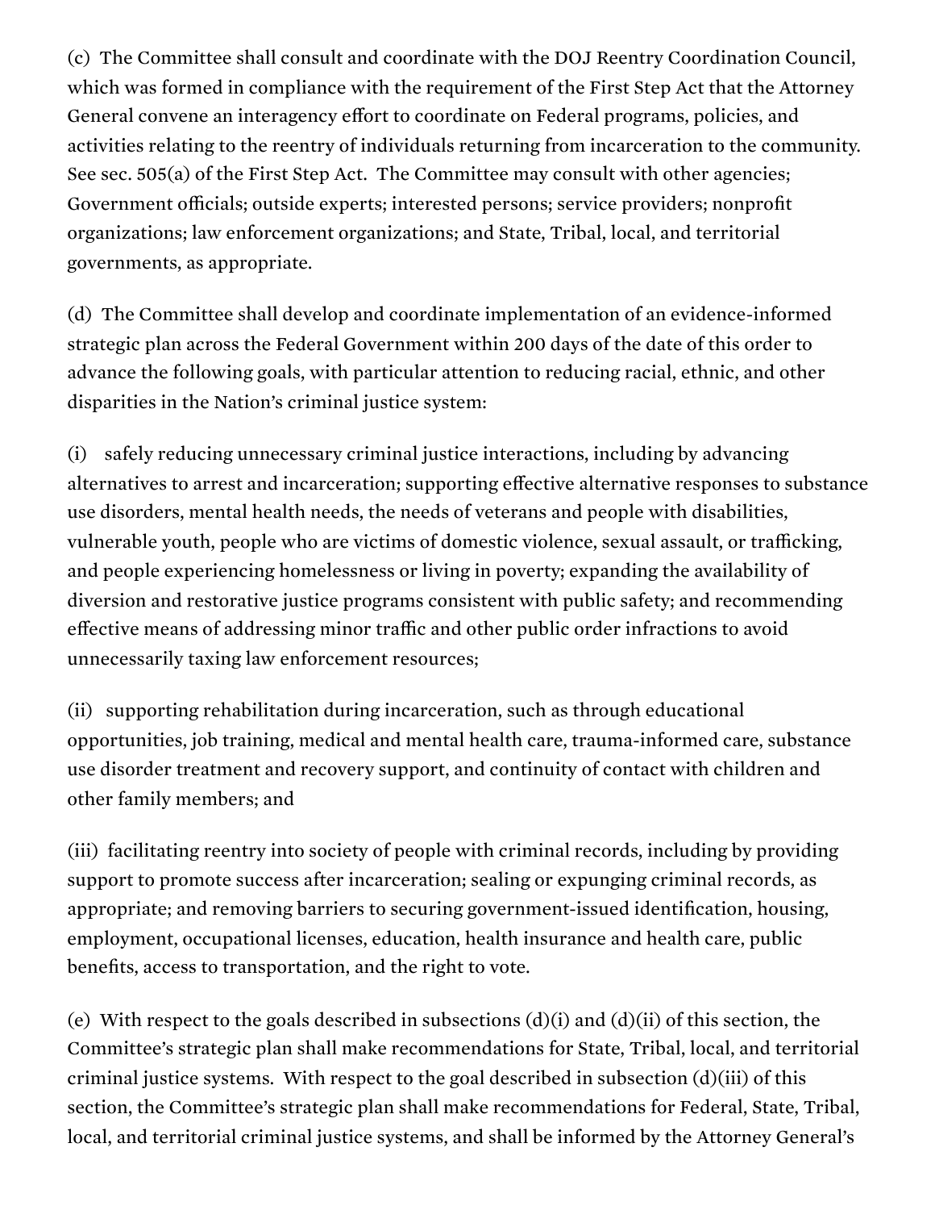(c) The Committee shall consult and coordinate with the DOJ Reentry Coordination Council, which was formed in compliance with the requirement of the First Step Act that the Attorney General convene an interagency effort to coordinate on Federal programs, policies, and activities relating to the reentry of individuals returning from incarceration to the community. See sec. 505(a) of the First Step Act. The Committee may consult with other agencies; Government officials; outside experts; interested persons; service providers; nonprofit organizations; law enforcement organizations; and State, Tribal, local, and territorial governments, as appropriate.

(d) The Committee shall develop and coordinate implementation of an evidence-informed strategic plan across the Federal Government within 200 days of the date of this order to advance the following goals, with particular attention to reducing racial, ethnic, and other disparities in the Nation's criminal justice system:

(i) safely reducing unnecessary criminal justice interactions, including by advancing alternatives to arrest and incarceration; supporting effective alternative responses to substance use disorders, mental health needs, the needs of veterans and people with disabilities, vulnerable youth, people who are victims of domestic violence, sexual assault, or trafficking, and people experiencing homelessness or living in poverty; expanding the availability of diversion and restorative justice programs consistent with public safety; and recommending effective means of addressing minor traffic and other public order infractions to avoid unnecessarily taxing law enforcement resources;

(ii) supporting rehabilitation during incarceration, such as through educational opportunities, job training, medical and mental health care, trauma-informed care, substance use disorder treatment and recovery support, and continuity of contact with children and other family members; and

(iii) facilitating reentry into society of people with criminal records, including by providing support to promote success after incarceration; sealing or expunging criminal records, as appropriate; and removing barriers to securing government-issued identification, housing, employment, occupational licenses, education, health insurance and health care, public benefits, access to transportation, and the right to vote.

(e) With respect to the goals described in subsections (d)(i) and (d)(ii) of this section, the Committee's strategic plan shall make recommendations for State, Tribal, local, and territorial criminal justice systems. With respect to the goal described in subsection (d)(iii) of this section, the Committee's strategic plan shall make recommendations for Federal, State, Tribal, local, and territorial criminal justice systems, and shall be informed by the Attorney General's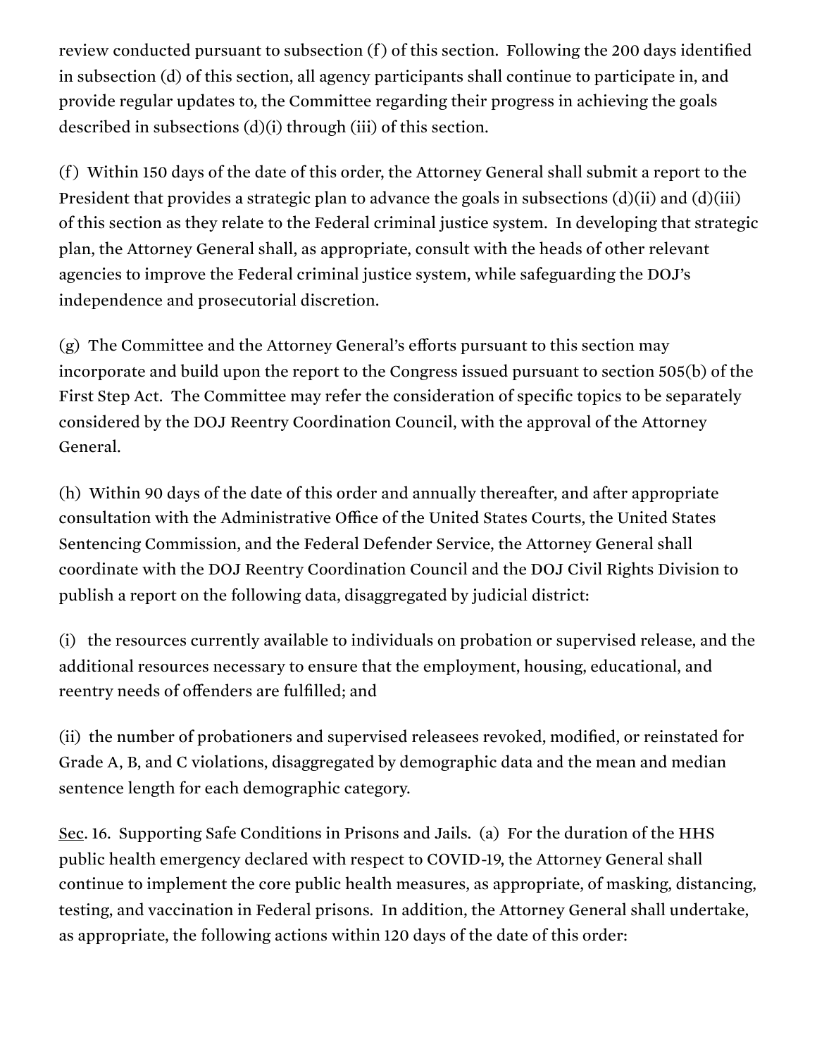review conducted pursuant to subsection (f) of this section. Following the 200 days identified in subsection (d) of this section, all agency participants shall continue to participate in, and provide regular updates to, the Committee regarding their progress in achieving the goals described in subsections (d)(i) through (iii) of this section.

(f) Within 150 days of the date of this order, the Attorney General shall submit a report to the President that provides a strategic plan to advance the goals in subsections (d)(ii) and (d)(iii) of this section as they relate to the Federal criminal justice system. In developing that strategic plan, the Attorney General shall, as appropriate, consult with the heads of other relevant agencies to improve the Federal criminal justice system, while safeguarding the DOJ's independence and prosecutorial discretion.

(g) The Committee and the Attorney General's efforts pursuant to this section may incorporate and build upon the report to the Congress issued pursuant to section 505(b) of the First Step Act. The Committee may refer the consideration of specific topics to be separately considered by the DOJ Reentry Coordination Council, with the approval of the Attorney General.

(h) Within 90 days of the date of this order and annually thereafter, and after appropriate consultation with the Administrative Office of the United States Courts, the United States Sentencing Commission, and the Federal Defender Service, the Attorney General shall coordinate with the DOJ Reentry Coordination Council and the DOJ Civil Rights Division to publish a report on the following data, disaggregated by judicial district:

(i) the resources currently available to individuals on probation or supervised release, and the additional resources necessary to ensure that the employment, housing, educational, and reentry needs of offenders are fulfilled; and

(ii) the number of probationers and supervised releasees revoked, modified, or reinstated for Grade A, B, and C violations, disaggregated by demographic data and the mean and median sentence length for each demographic category.

Sec. 16. Supporting Safe Conditions in Prisons and Jails. (a) For the duration of the HHS public health emergency declared with respect to COVID-19, the Attorney General shall continue to implement the core public health measures, as appropriate, of masking, distancing, testing, and vaccination in Federal prisons. In addition, the Attorney General shall undertake, as appropriate, the following actions within 120 days of the date of this order: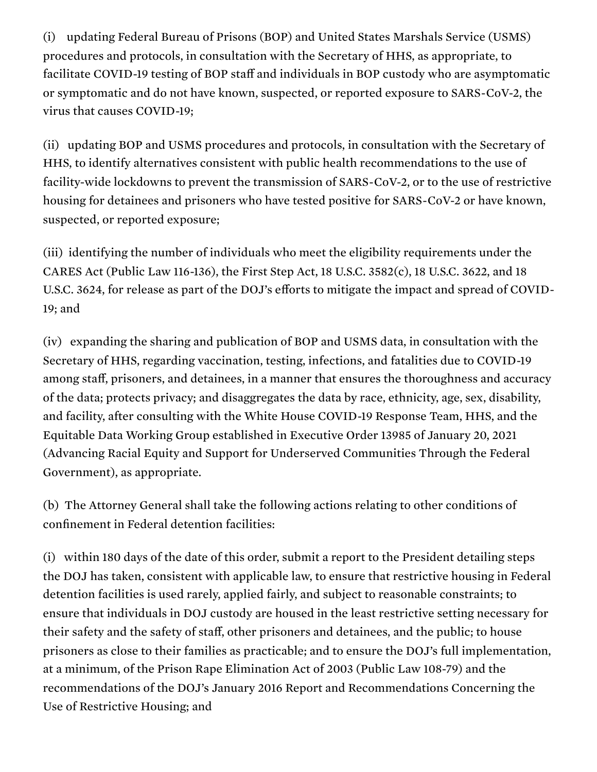(i) updating Federal Bureau of Prisons (BOP) and United States Marshals Service (USMS) procedures and protocols, in consultation with the Secretary of HHS, as appropriate, to facilitate COVID-19 testing of BOP staff and individuals in BOP custody who are asymptomatic or symptomatic and do not have known, suspected, or reported exposure to SARS-CoV-2, the virus that causes COVID-19;

(ii) updating BOP and USMS procedures and protocols, in consultation with the Secretary of HHS, to identify alternatives consistent with public health recommendations to the use of facility-wide lockdowns to prevent the transmission of SARS-CoV-2, or to the use of restrictive housing for detainees and prisoners who have tested positive for SARS-CoV-2 or have known, suspected, or reported exposure;

(iii) identifying the number of individuals who meet the eligibility requirements under the CARES Act (Public Law 116-136), the First Step Act, 18 U.S.C. 3582(c), 18 U.S.C. 3622, and 18 U.S.C. 3624, for release as part of the DOJ's efforts to mitigate the impact and spread of COVID-19; and

(iv) expanding the sharing and publication of BOP and USMS data, in consultation with the Secretary of HHS, regarding vaccination, testing, infections, and fatalities due to COVID-19 among staff, prisoners, and detainees, in a manner that ensures the thoroughness and accuracy of the data; protects privacy; and disaggregates the data by race, ethnicity, age, sex, disability, and facility, after consulting with the White House COVID-19 Response Team, HHS, and the Equitable Data Working Group established in Executive Order 13985 of January 20, 2021 (Advancing Racial Equity and Support for Underserved Communities Through the Federal Government), as appropriate.

(b) The Attorney General shall take the following actions relating to other conditions of confinement in Federal detention facilities:

(i) within 180 days of the date of this order, submit a report to the President detailing steps the DOJ has taken, consistent with applicable law, to ensure that restrictive housing in Federal detention facilities is used rarely, applied fairly, and subject to reasonable constraints; to ensure that individuals in DOJ custody are housed in the least restrictive setting necessary for their safety and the safety of staff, other prisoners and detainees, and the public; to house prisoners as close to their families as practicable; and to ensure the DOJ's full implementation, at a minimum, of the Prison Rape Elimination Act of 2003 (Public Law 108-79) and the recommendations of the DOJ's January 2016 Report and Recommendations Concerning the Use of Restrictive Housing; and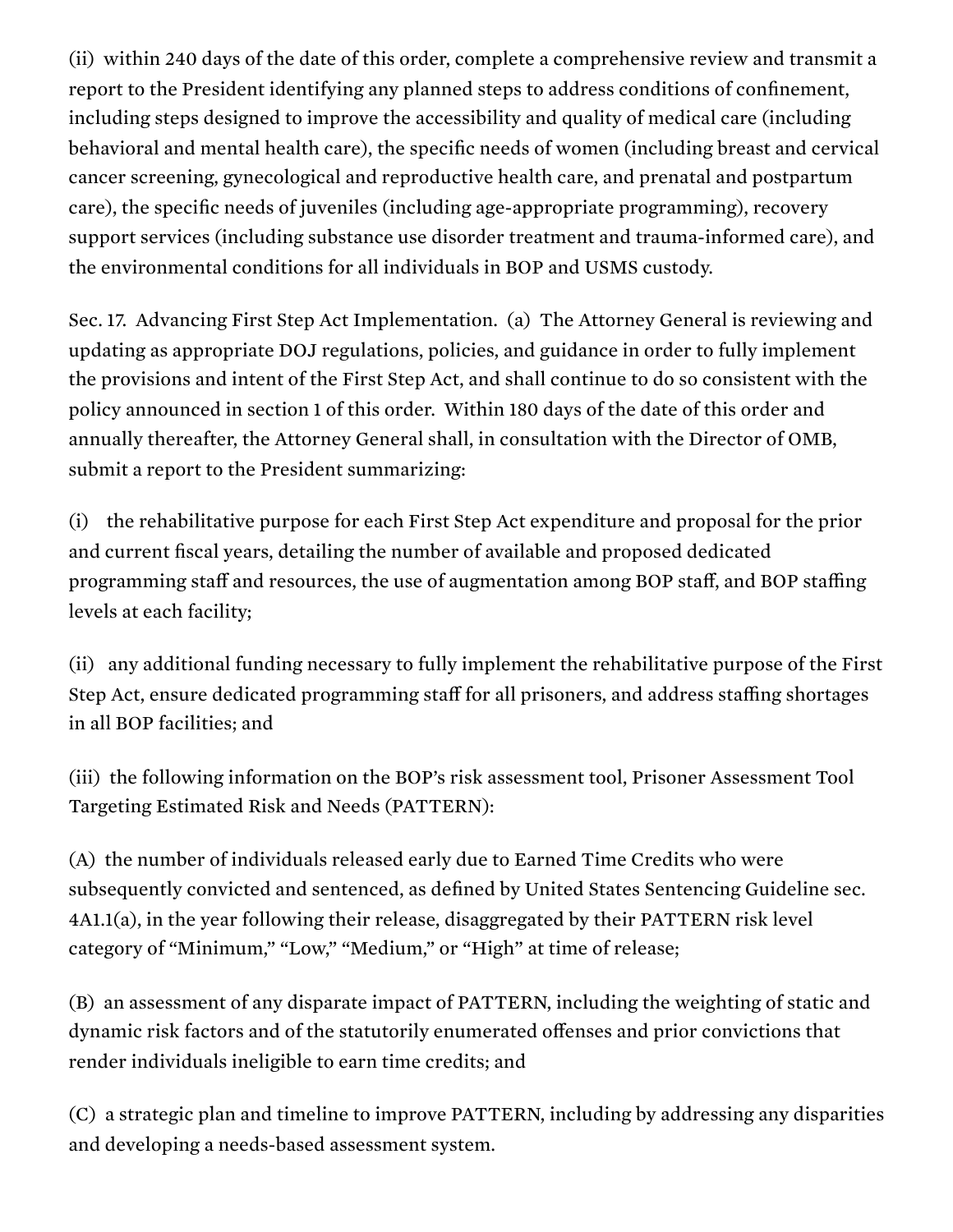(ii) within 240 days of the date of this order, complete a comprehensive review and transmit a report to the President identifying any planned steps to address conditions of confinement, including steps designed to improve the accessibility and quality of medical care (including behavioral and mental health care), the specific needs of women (including breast and cervical cancer screening, gynecological and reproductive health care, and prenatal and postpartum care), the specific needs of juveniles (including age-appropriate programming), recovery support services (including substance use disorder treatment and trauma-informed care), and the environmental conditions for all individuals in BOP and USMS custody.

Sec. 17. Advancing First Step Act Implementation. (a) The Attorney General is reviewing and updating as appropriate DOJ regulations, policies, and guidance in order to fully implement the provisions and intent of the First Step Act, and shall continue to do so consistent with the policy announced in section 1 of this order. Within 180 days of the date of this order and annually thereafter, the Attorney General shall, in consultation with the Director of OMB, submit a report to the President summarizing:

(i) the rehabilitative purpose for each First Step Act expenditure and proposal for the prior and current fiscal years, detailing the number of available and proposed dedicated programming staff and resources, the use of augmentation among BOP staff, and BOP staffing levels at each facility;

(ii) any additional funding necessary to fully implement the rehabilitative purpose of the First Step Act, ensure dedicated programming staff for all prisoners, and address staffing shortages in all BOP facilities; and

(iii) the following information on the BOP's risk assessment tool, Prisoner Assessment Tool Targeting Estimated Risk and Needs (PATTERN):

(A) the number of individuals released early due to Earned Time Credits who were subsequently convicted and sentenced, as defined by United States Sentencing Guideline sec. 4A1.1(a), in the year following their release, disaggregated by their PATTERN risk level category of "Minimum," "Low," "Medium," or "High" at time of release;

(B) an assessment of any disparate impact of PATTERN, including the weighting of static and dynamic risk factors and of the statutorily enumerated offenses and prior convictions that render individuals ineligible to earn time credits; and

(C) a strategic plan and timeline to improve PATTERN, including by addressing any disparities and developing a needs-based assessment system.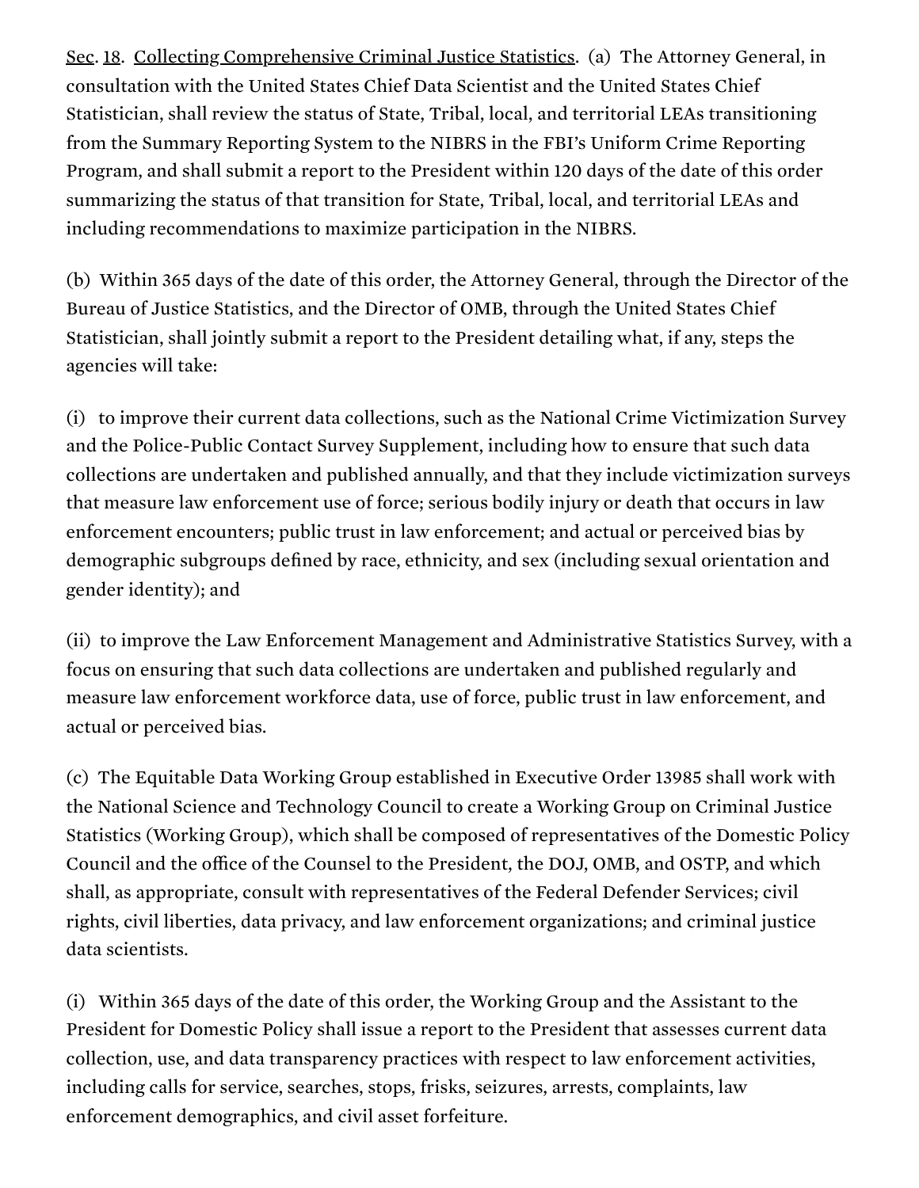Sec. 18. Collecting Comprehensive Criminal Justice Statistics. (a) The Attorney General, in consultation with the United States Chief Data Scientist and the United States Chief Statistician, shall review the status of State, Tribal, local, and territorial LEAs transitioning from the Summary Reporting System to the NIBRS in the FBI's Uniform Crime Reporting Program, and shall submit a report to the President within 120 days of the date of this order summarizing the status of that transition for State, Tribal, local, and territorial LEAs and including recommendations to maximize participation in the NIBRS.

(b) Within 365 days of the date of this order, the Attorney General, through the Director of the Bureau of Justice Statistics, and the Director of OMB, through the United States Chief Statistician, shall jointly submit a report to the President detailing what, if any, steps the agencies will take:

(i) to improve their current data collections, such as the National Crime Victimization Survey and the Police-Public Contact Survey Supplement, including how to ensure that such data collections are undertaken and published annually, and that they include victimization surveys that measure law enforcement use of force; serious bodily injury or death that occurs in law enforcement encounters; public trust in law enforcement; and actual or perceived bias by demographic subgroups defined by race, ethnicity, and sex (including sexual orientation and gender identity); and

(ii) to improve the Law Enforcement Management and Administrative Statistics Survey, with a focus on ensuring that such data collections are undertaken and published regularly and measure law enforcement workforce data, use of force, public trust in law enforcement, and actual or perceived bias.

(c) The Equitable Data Working Group established in Executive Order 13985 shall work with the National Science and Technology Council to create a Working Group on Criminal Justice Statistics (Working Group), which shall be composed of representatives of the Domestic Policy Council and the office of the Counsel to the President, the DOJ, OMB, and OSTP, and which shall, as appropriate, consult with representatives of the Federal Defender Services; civil rights, civil liberties, data privacy, and law enforcement organizations; and criminal justice data scientists.

(i) Within 365 days of the date of this order, the Working Group and the Assistant to the President for Domestic Policy shall issue a report to the President that assesses current data collection, use, and data transparency practices with respect to law enforcement activities, including calls for service, searches, stops, frisks, seizures, arrests, complaints, law enforcement demographics, and civil asset forfeiture.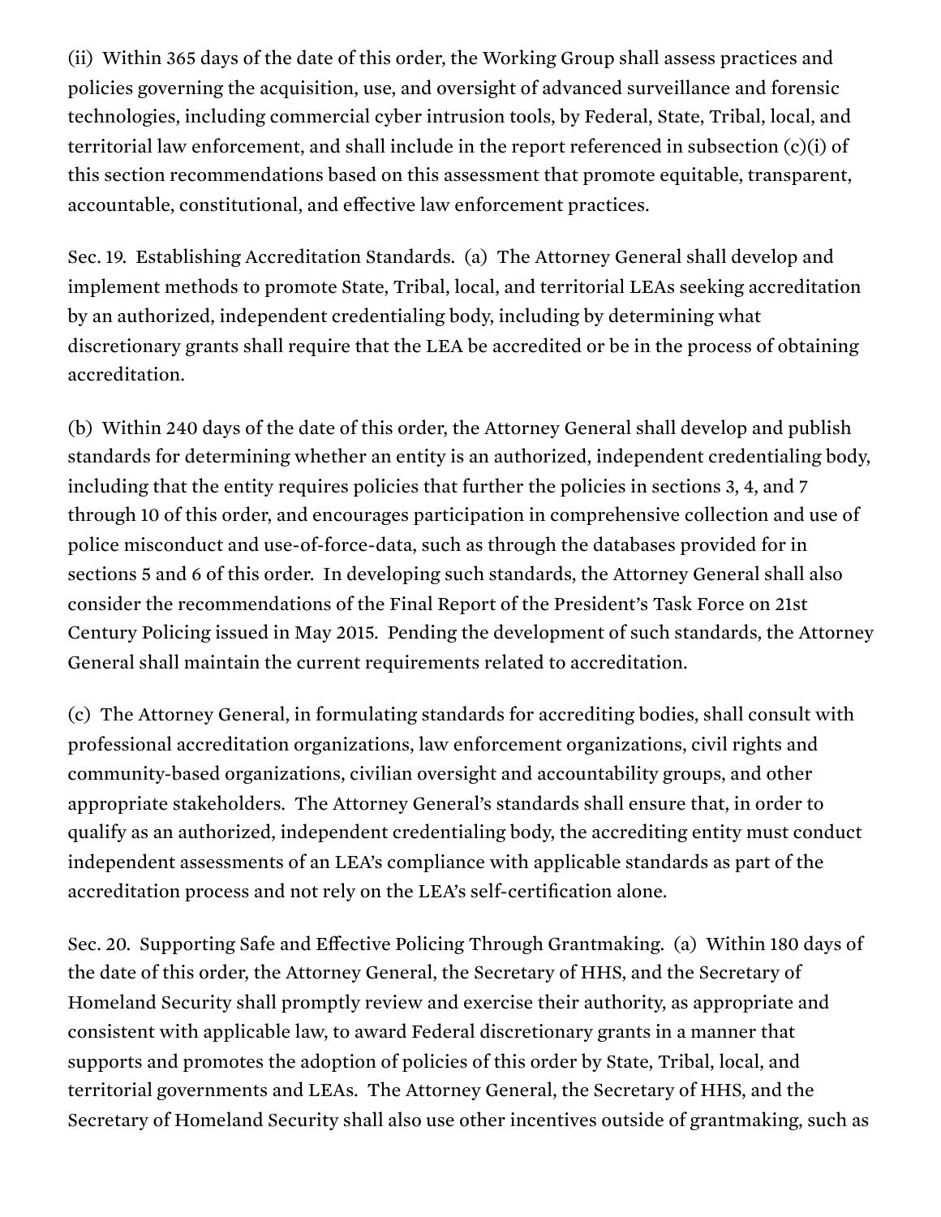(ii) Within 365 days of the date of this order, the Working Group shall assess practices and policies governing the acquisition, use, and oversight of advanced surveillance and forensic technologies, including commercial cyber intrusion tools, by Federal, State, Tribal, local, and territorial law enforcement, and shall include in the report referenced in subsection (c)(i) of this section recommendations based on this assessment that promote equitable, transparent, accountable, constitutional, and effective law enforcement practices.

Sec. 19. Establishing Accreditation Standards. (a) The Attorney General shall develop and implement methods to promote State, Tribal, local, and territorial LEAs seeking accreditation by an authorized, independent credentialing body, including by determining what discretionary grants shall require that the LEA be accredited or be in the process of obtaining accreditation.

(b) Within 240 days of the date of this order, the Attorney General shall develop and publish standards for determining whether an entity is an authorized, independent credentialing body, including that the entity requires policies that further the policies in sections 3, 4, and 7 through 10 of this order, and encourages participation in comprehensive collection and use of police misconduct and use-of-force-data, such as through the databases provided for in sections 5 and 6 of this order. In developing such standards, the Attorney General shall also consider the recommendations of the Final Report of the President's Task Force on 21st Century Policing issued in May 2015. Pending the development of such standards, the Attorney General shall maintain the current requirements related to accreditation.

(c) The Attorney General, in formulating standards for accrediting bodies, shall consult with professional accreditation organizations, law enforcement organizations, civil rights and community-based organizations, civilian oversight and accountability groups, and other appropriate stakeholders. The Attorney General's standards shall ensure that, in order to qualify as an authorized, independent credentialing body, the accrediting entity must conduct independent assessments of an LEA's compliance with applicable standards as part of the accreditation process and not rely on the LEA's self-certification alone.

Sec. 20. Supporting Safe and Effective Policing Through Grantmaking. (a) Within 180 days of the date of this order, the Attorney General, the Secretary of HHS, and the Secretary of Homeland Security shall promptly review and exercise their authority, as appropriate and consistent with applicable law, to award Federal discretionary grants in a manner that supports and promotes the adoption of policies of this order by State, Tribal, local, and territorial governments and LEAs. The Attorney General, the Secretary of HHS, and the Secretary of Homeland Security shall also use other incentives outside of grantmaking, such as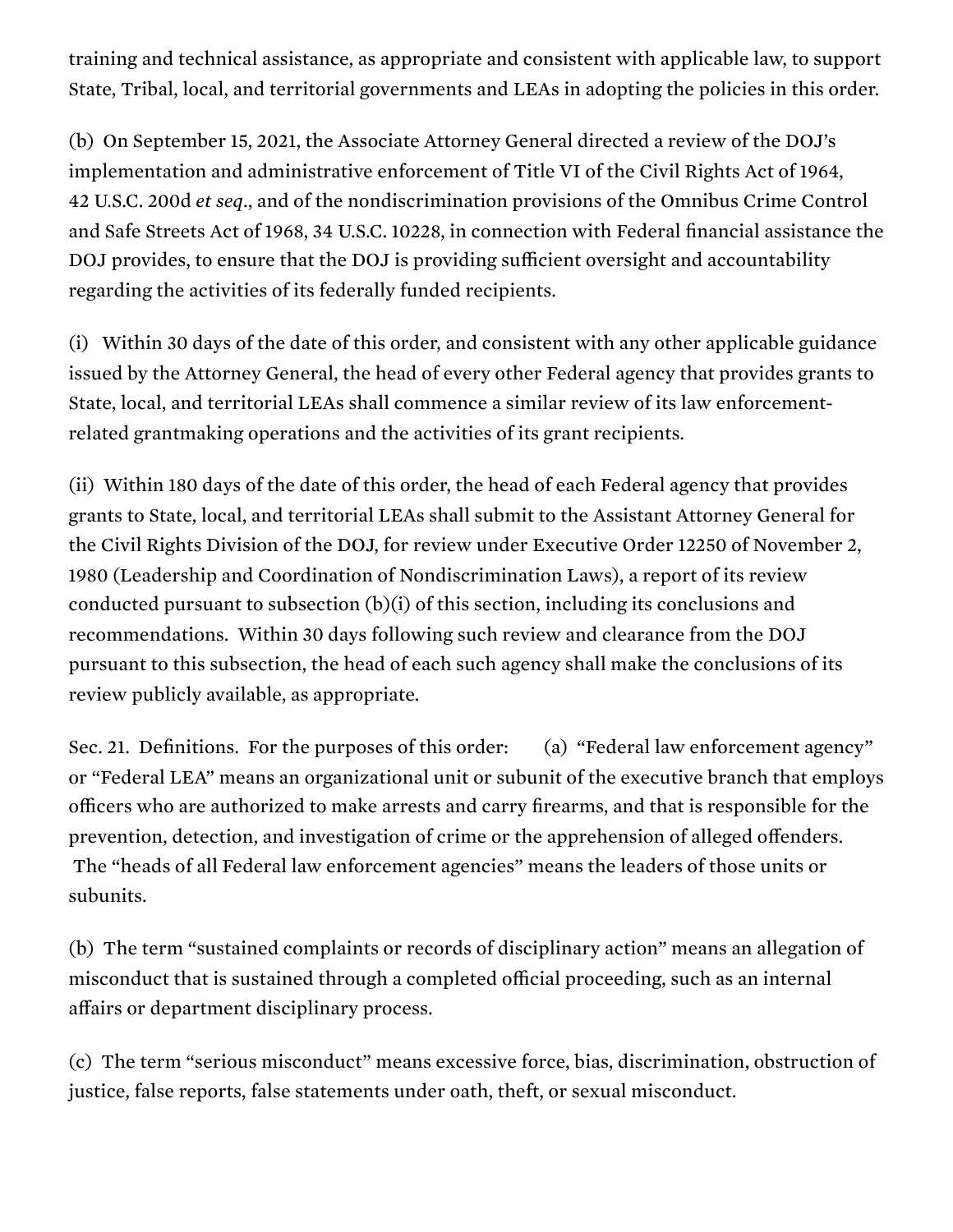training and technical assistance, as appropriate and consistent with applicable law, to support State, Tribal, local, and territorial governments and LEAs in adopting the policies in this order.

(b) On September 15, 2021, the Associate Attorney General directed a review of the DOJ's implementation and administrative enforcement of Title VI of the Civil Rights Act of 1964, 42 U.S.C. 200d *et seq*., and of the nondiscrimination provisions of the Omnibus Crime Control and Safe Streets Act of 1968, 34 U.S.C. 10228, in connection with Federal financial assistance the DOJ provides, to ensure that the DOJ is providing sufficient oversight and accountability regarding the activities of its federally funded recipients.

(i) Within 30 days of the date of this order, and consistent with any other applicable guidance issued by the Attorney General, the head of every other Federal agency that provides grants to State, local, and territorial LEAs shall commence a similar review of its law enforcement-related grantmaking operations and the activities of its grant recipients.

(ii) Within 180 days of the date of this order, the head of each Federal agency that provides grants to State, local, and territorial LEAs shall submit to the Assistant Attorney General for the Civil Rights Division of the DOJ, for review under Executive Order 12250 of November 2, 1980 (Leadership and Coordination of Nondiscrimination Laws), a report of its review conducted pursuant to subsection (b)(i) of this section, including its conclusions and recommendations. Within 30 days following such review and clearance from the DOJ pursuant to this subsection, the head of each such agency shall make the conclusions of its review publicly available, as appropriate.

Sec. 21. Definitions. For the purposes of this order: (a) "Federal law enforcement agency" or "Federal LEA" means an organizational unit or subunit of the executive branch that employs officers who are authorized to make arrests and carry firearms, and that is responsible for the prevention, detection, and investigation of crime or the apprehension of alleged offenders. The "heads of all Federal law enforcement agencies" means the leaders of those units or subunits.

(b) The term "sustained complaints or records of disciplinary action" means an allegation of misconduct that is sustained through a completed official proceeding, such as an internal affairs or department disciplinary process.

(c) The term "serious misconduct" means excessive force, bias, discrimination, obstruction of justice, false reports, false statements under oath, theft, or sexual misconduct.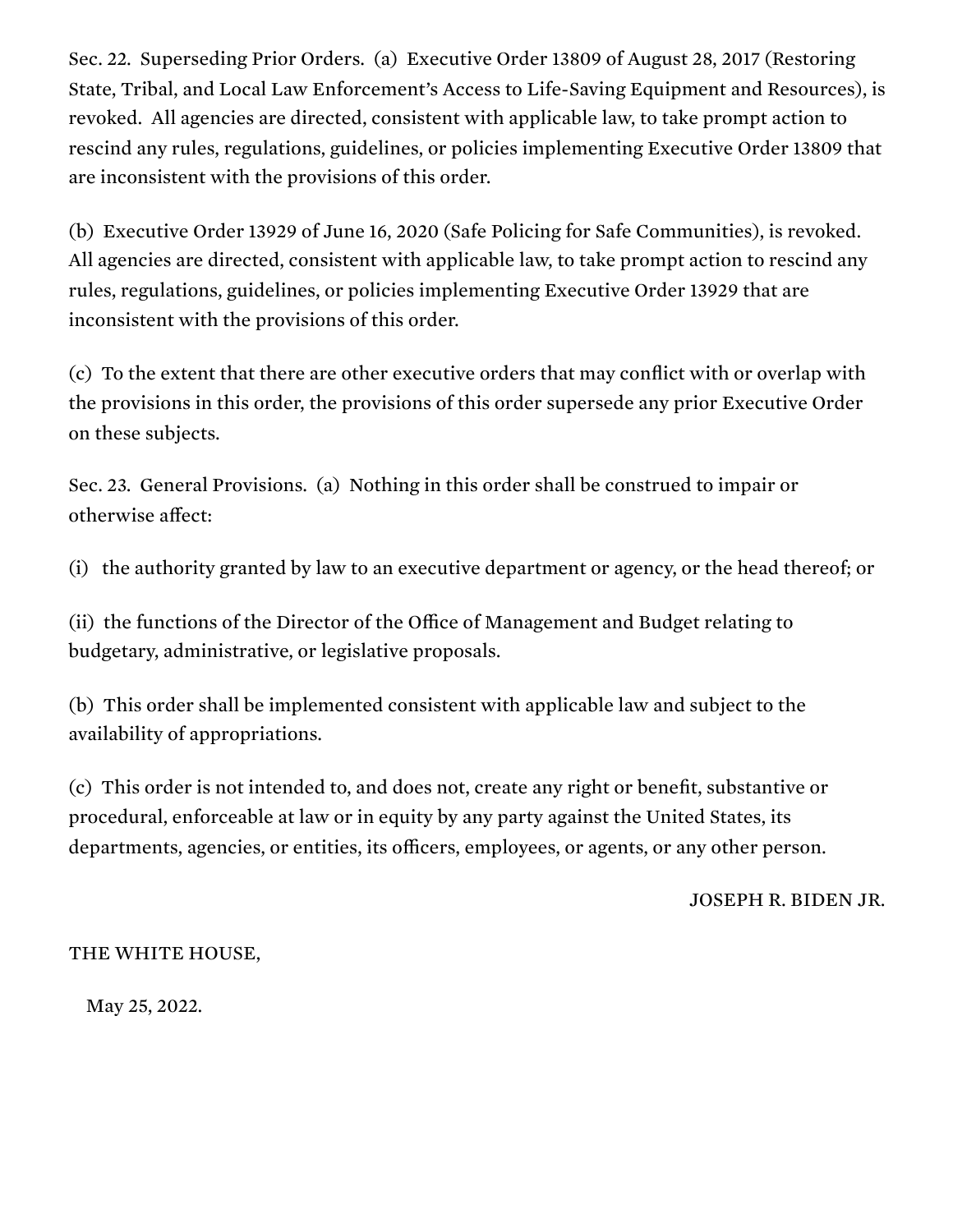Sec. 22. Superseding Prior Orders. (a) Executive Order 13809 of August 28, 2017 (Restoring State, Tribal, and Local Law Enforcement's Access to Life-Saving Equipment and Resources), is revoked. All agencies are directed, consistent with applicable law, to take prompt action to rescind any rules, regulations, guidelines, or policies implementing Executive Order 13809 that are inconsistent with the provisions of this order.

(b) Executive Order 13929 of June 16, 2020 (Safe Policing for Safe Communities), is revoked. All agencies are directed, consistent with applicable law, to take prompt action to rescind any rules, regulations, guidelines, or policies implementing Executive Order 13929 that are inconsistent with the provisions of this order.

(c) To the extent that there are other executive orders that may conflict with or overlap with the provisions in this order, the provisions of this order supersede any prior Executive Order on these subjects.

Sec. 23. General Provisions. (a) Nothing in this order shall be construed to impair or otherwise affect:

(i) the authority granted by law to an executive department or agency, or the head thereof; or

(ii) the functions of the Director of the Office of Management and Budget relating to budgetary, administrative, or legislative proposals.

(b) This order shall be implemented consistent with applicable law and subject to the availability of appropriations.

(c) This order is not intended to, and does not, create any right or benefit, substantive or procedural, enforceable at law or in equity by any party against the United States, its departments, agencies, or entities, its officers, employees, or agents, or any other person.

JOSEPH R. BIDEN JR.

THE WHITE HOUSE,

May 25, 2022.